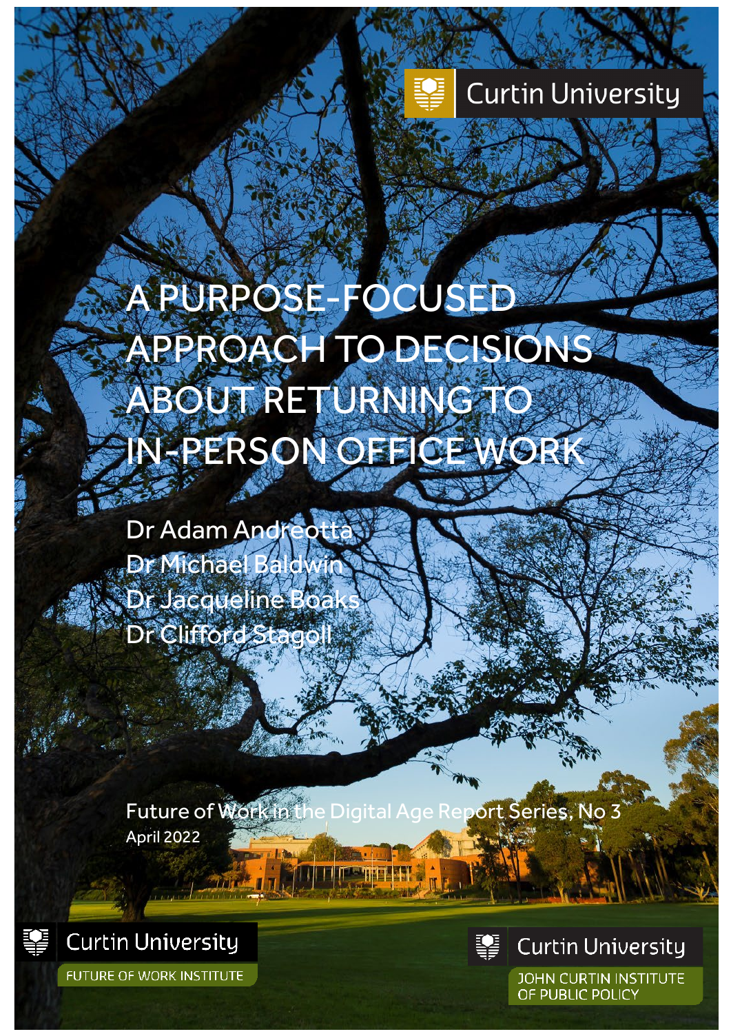Curtin University

# A PURPOSE-FOCUSED APPROACH TO DECISIONS ABOUT RETURNING TO IN-PERSON OFFICE WORK

Dr Adam Andreotta
Dr Michael Baldwin
Dr Jacqueline Boaks
Dr Clifford Stagoll

Future of Work in the Digital Age Report Series, No 3
April 2022

Curtin University
FUTURE OF WORK INSTITUTE

Curtin University
JOHN CURTIN INSTITUTE OF PUBLIC POLICY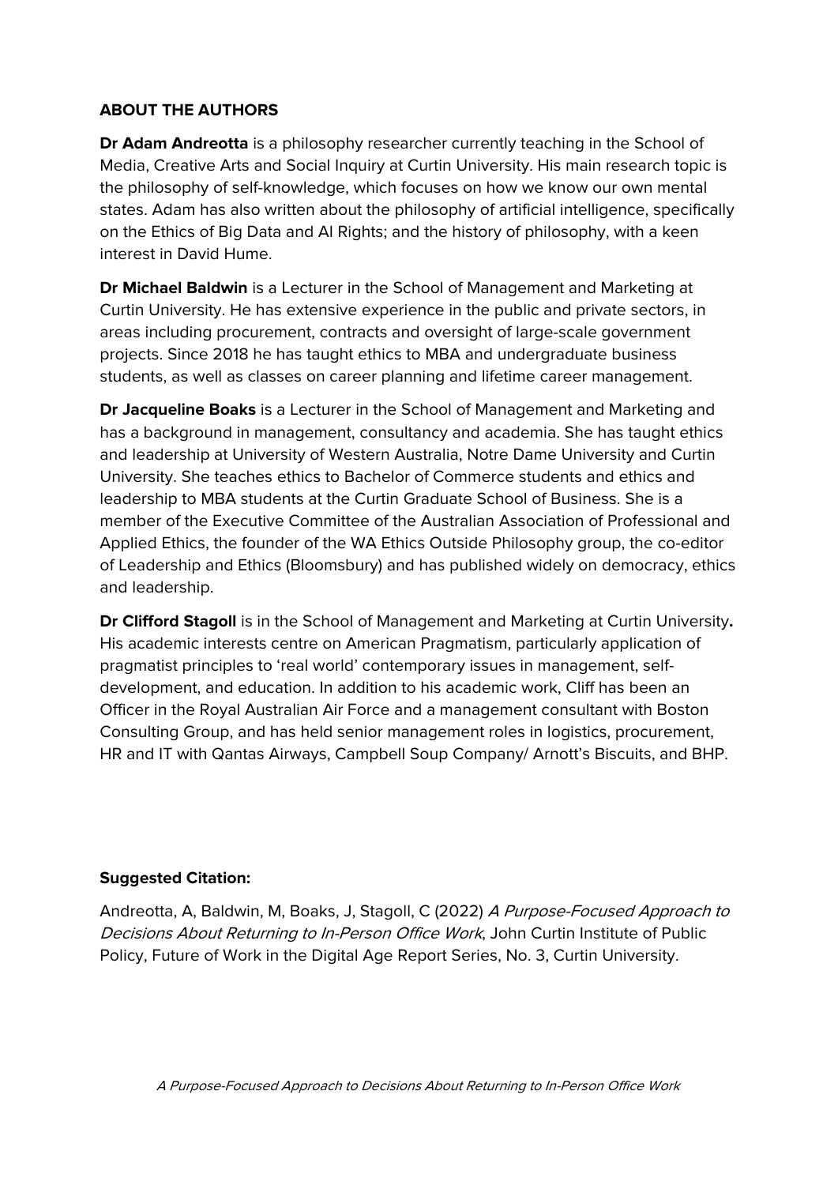**ABOUT THE AUTHORS**

**Dr Adam Andreotta** is a philosophy researcher currently teaching in the School of Media, Creative Arts and Social Inquiry at Curtin University. His main research topic is the philosophy of self-knowledge, which focuses on how we know our own mental states. Adam has also written about the philosophy of artificial intelligence, specifically on the Ethics of Big Data and AI Rights; and the history of philosophy, with a keen interest in David Hume.

**Dr Michael Baldwin** is a Lecturer in the School of Management and Marketing at Curtin University. He has extensive experience in the public and private sectors, in areas including procurement, contracts and oversight of large-scale government projects. Since 2018 he has taught ethics to MBA and undergraduate business students, as well as classes on career planning and lifetime career management.

**Dr Jacqueline Boaks** is a Lecturer in the School of Management and Marketing and has a background in management, consultancy and academia. She has taught ethics and leadership at University of Western Australia, Notre Dame University and Curtin University. She teaches ethics to Bachelor of Commerce students and ethics and leadership to MBA students at the Curtin Graduate School of Business. She is a member of the Executive Committee of the Australian Association of Professional and Applied Ethics, the founder of the WA Ethics Outside Philosophy group, the co-editor of Leadership and Ethics (Bloomsbury) and has published widely on democracy, ethics and leadership.

**Dr Clifford Stagoll** is in the School of Management and Marketing at Curtin University**.** His academic interests centre on American Pragmatism, particularly application of pragmatist principles to 'real world' contemporary issues in management, self-development, and education. In addition to his academic work, Cliff has been an Officer in the Royal Australian Air Force and a management consultant with Boston Consulting Group, and has held senior management roles in logistics, procurement, HR and IT with Qantas Airways, Campbell Soup Company/ Arnott's Biscuits, and BHP.

**Suggested Citation:**

Andreotta, A, Baldwin, M, Boaks, J, Stagoll, C (2022) *A Purpose-Focused Approach to Decisions About Returning to In-Person Office Work*, John Curtin Institute of Public Policy, Future of Work in the Digital Age Report Series, No. 3, Curtin University.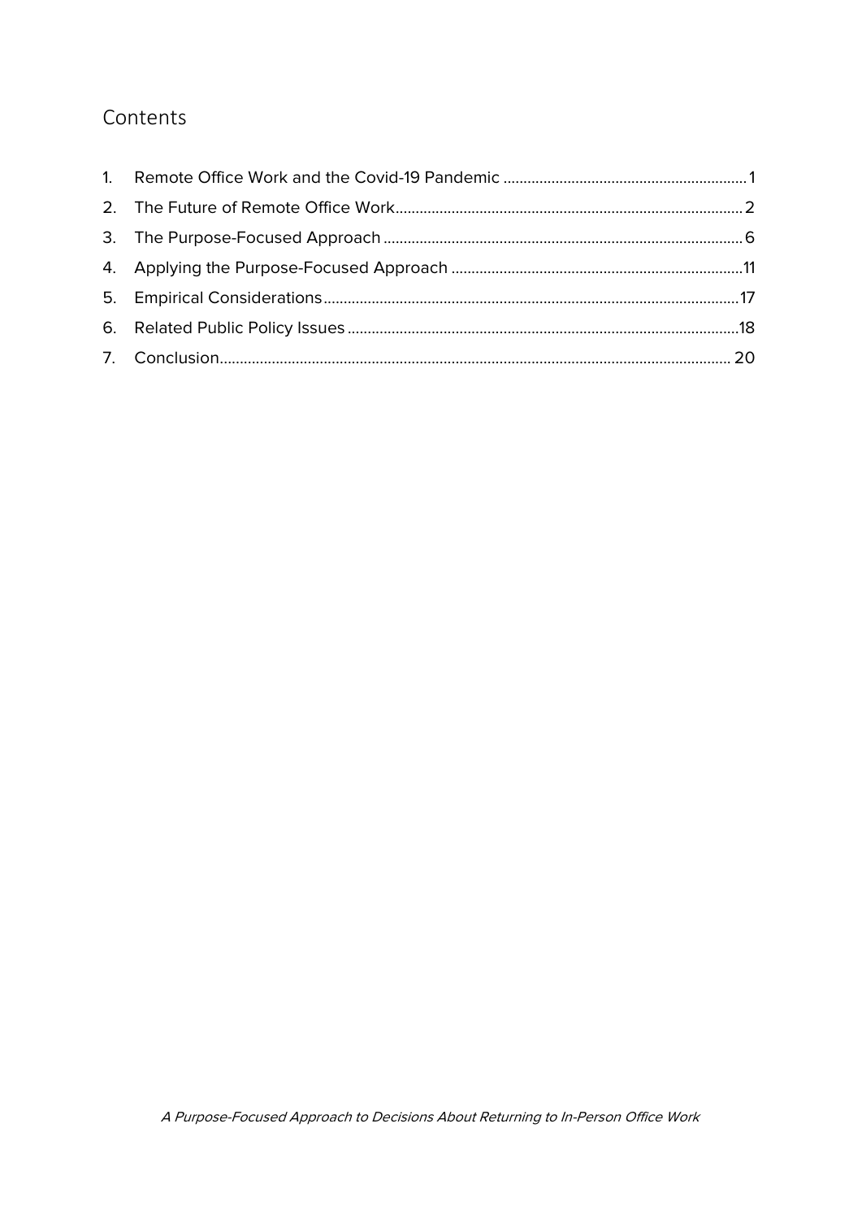## Contents

1. Remote Office Work and the Covid-19 Pandemic ........................................................... 1
2. The Future of Remote Office Work ........................................................................... 2
3. The Purpose-Focused Approach ............................................................................... 6
4. Applying the Purpose-Focused Approach ................................................................ 11
5. Empirical Considerations ......................................................................................... 17
6. Related Public Policy Issues ..................................................................................... 18
7. Conclusion ................................................................................................................. 20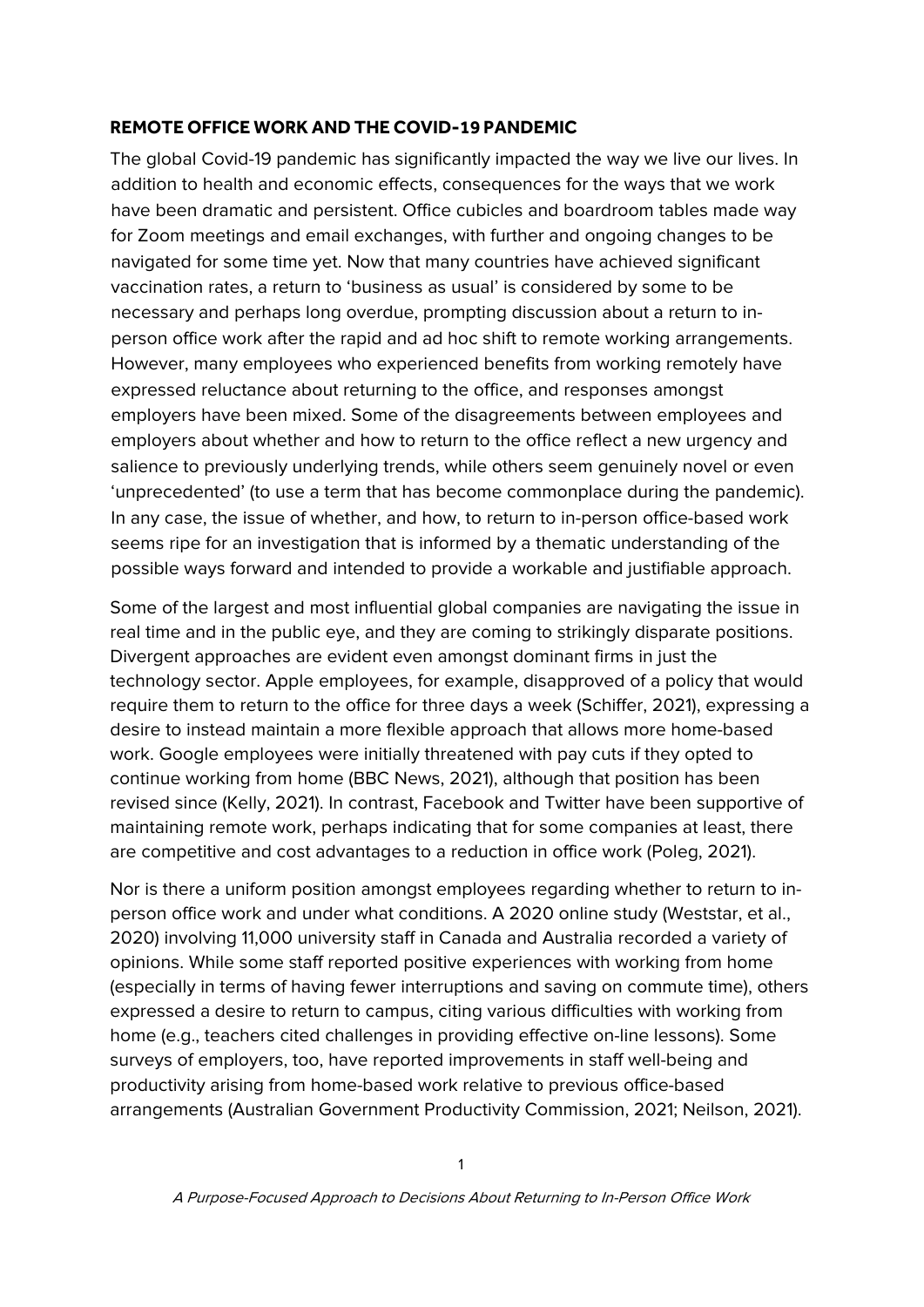## REMOTE OFFICE WORK AND THE COVID-19 PANDEMIC

The global Covid-19 pandemic has significantly impacted the way we live our lives. In addition to health and economic effects, consequences for the ways that we work have been dramatic and persistent. Office cubicles and boardroom tables made way for Zoom meetings and email exchanges, with further and ongoing changes to be navigated for some time yet. Now that many countries have achieved significant vaccination rates, a return to 'business as usual' is considered by some to be necessary and perhaps long overdue, prompting discussion about a return to in-person office work after the rapid and ad hoc shift to remote working arrangements. However, many employees who experienced benefits from working remotely have expressed reluctance about returning to the office, and responses amongst employers have been mixed. Some of the disagreements between employees and employers about whether and how to return to the office reflect a new urgency and salience to previously underlying trends, while others seem genuinely novel or even 'unprecedented' (to use a term that has become commonplace during the pandemic). In any case, the issue of whether, and how, to return to in-person office-based work seems ripe for an investigation that is informed by a thematic understanding of the possible ways forward and intended to provide a workable and justifiable approach.

Some of the largest and most influential global companies are navigating the issue in real time and in the public eye, and they are coming to strikingly disparate positions. Divergent approaches are evident even amongst dominant firms in just the technology sector. Apple employees, for example, disapproved of a policy that would require them to return to the office for three days a week (Schiffer, 2021), expressing a desire to instead maintain a more flexible approach that allows more home-based work. Google employees were initially threatened with pay cuts if they opted to continue working from home (BBC News, 2021), although that position has been revised since (Kelly, 2021). In contrast, Facebook and Twitter have been supportive of maintaining remote work, perhaps indicating that for some companies at least, there are competitive and cost advantages to a reduction in office work (Poleg, 2021).

Nor is there a uniform position amongst employees regarding whether to return to in-person office work and under what conditions. A 2020 online study (Weststar, et al., 2020) involving 11,000 university staff in Canada and Australia recorded a variety of opinions. While some staff reported positive experiences with working from home (especially in terms of having fewer interruptions and saving on commute time), others expressed a desire to return to campus, citing various difficulties with working from home (e.g., teachers cited challenges in providing effective on-line lessons). Some surveys of employers, too, have reported improvements in staff well-being and productivity arising from home-based work relative to previous office-based arrangements (Australian Government Productivity Commission, 2021; Neilson, 2021).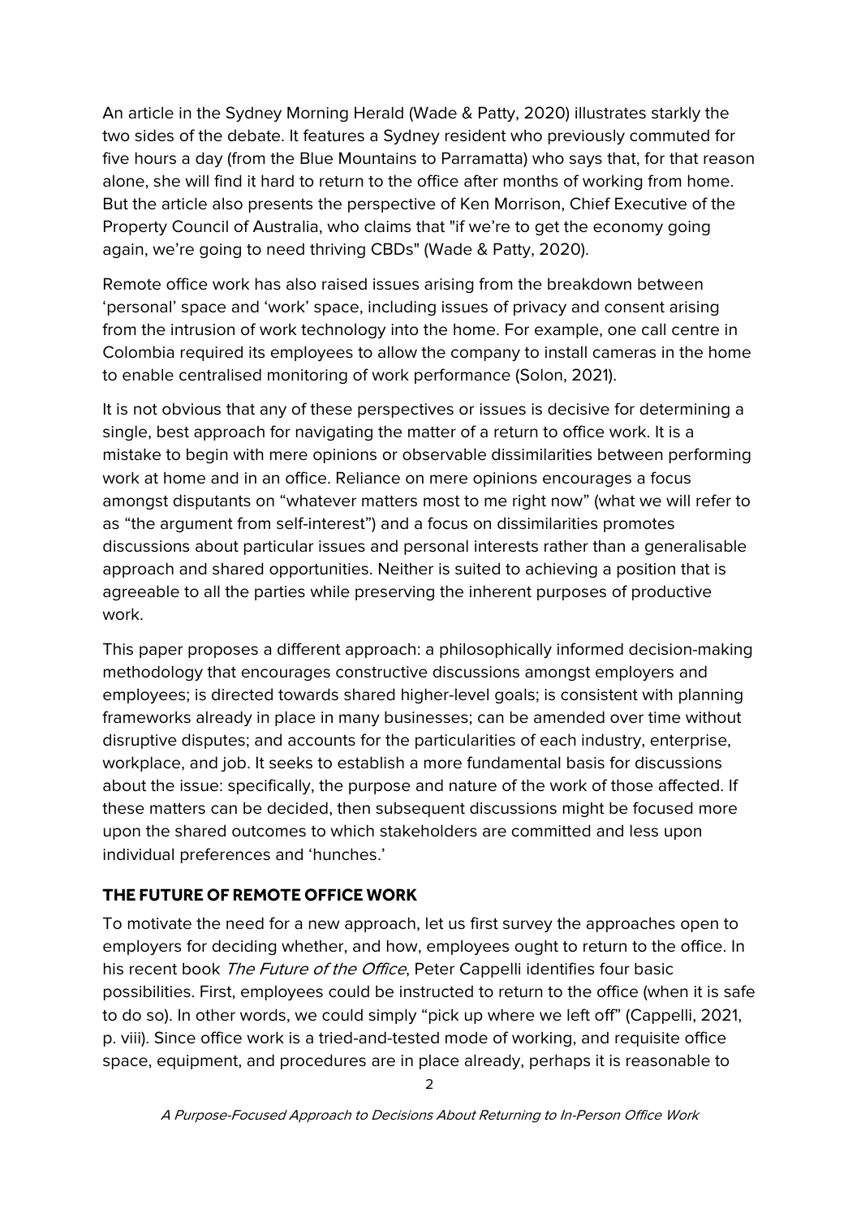An article in the Sydney Morning Herald (Wade & Patty, 2020) illustrates starkly the two sides of the debate. It features a Sydney resident who previously commuted for five hours a day (from the Blue Mountains to Parramatta) who says that, for that reason alone, she will find it hard to return to the office after months of working from home. But the article also presents the perspective of Ken Morrison, Chief Executive of the Property Council of Australia, who claims that "if we're to get the economy going again, we're going to need thriving CBDs" (Wade & Patty, 2020).

Remote office work has also raised issues arising from the breakdown between 'personal' space and 'work' space, including issues of privacy and consent arising from the intrusion of work technology into the home. For example, one call centre in Colombia required its employees to allow the company to install cameras in the home to enable centralised monitoring of work performance (Solon, 2021).

It is not obvious that any of these perspectives or issues is decisive for determining a single, best approach for navigating the matter of a return to office work. It is a mistake to begin with mere opinions or observable dissimilarities between performing work at home and in an office. Reliance on mere opinions encourages a focus amongst disputants on "whatever matters most to me right now" (what we will refer to as "the argument from self-interest") and a focus on dissimilarities promotes discussions about particular issues and personal interests rather than a generalisable approach and shared opportunities. Neither is suited to achieving a position that is agreeable to all the parties while preserving the inherent purposes of productive work.

This paper proposes a different approach: a philosophically informed decision-making methodology that encourages constructive discussions amongst employers and employees; is directed towards shared higher-level goals; is consistent with planning frameworks already in place in many businesses; can be amended over time without disruptive disputes; and accounts for the particularities of each industry, enterprise, workplace, and job. It seeks to establish a more fundamental basis for discussions about the issue: specifically, the purpose and nature of the work of those affected. If these matters can be decided, then subsequent discussions might be focused more upon the shared outcomes to which stakeholders are committed and less upon individual preferences and 'hunches.'

## THE FUTURE OF REMOTE OFFICE WORK

To motivate the need for a new approach, let us first survey the approaches open to employers for deciding whether, and how, employees ought to return to the office. In his recent book *The Future of the Office*, Peter Cappelli identifies four basic possibilities. First, employees could be instructed to return to the office (when it is safe to do so). In other words, we could simply "pick up where we left off" (Cappelli, 2021, p. viii). Since office work is a tried-and-tested mode of working, and requisite office space, equipment, and procedures are in place already, perhaps it is reasonable to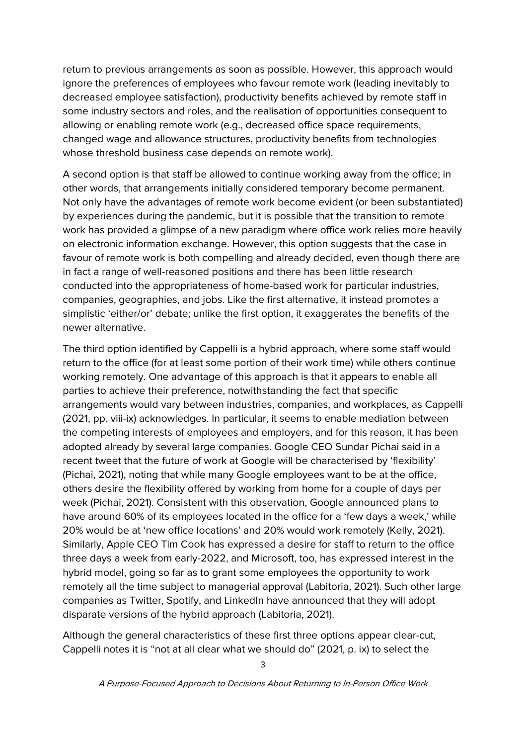return to previous arrangements as soon as possible. However, this approach would ignore the preferences of employees who favour remote work (leading inevitably to decreased employee satisfaction), productivity benefits achieved by remote staff in some industry sectors and roles, and the realisation of opportunities consequent to allowing or enabling remote work (e.g., decreased office space requirements, changed wage and allowance structures, productivity benefits from technologies whose threshold business case depends on remote work).

A second option is that staff be allowed to continue working away from the office; in other words, that arrangements initially considered temporary become permanent. Not only have the advantages of remote work become evident (or been substantiated) by experiences during the pandemic, but it is possible that the transition to remote work has provided a glimpse of a new paradigm where office work relies more heavily on electronic information exchange. However, this option suggests that the case in favour of remote work is both compelling and already decided, even though there are in fact a range of well-reasoned positions and there has been little research conducted into the appropriateness of home-based work for particular industries, companies, geographies, and jobs. Like the first alternative, it instead promotes a simplistic 'either/or' debate; unlike the first option, it exaggerates the benefits of the newer alternative.

The third option identified by Cappelli is a hybrid approach, where some staff would return to the office (for at least some portion of their work time) while others continue working remotely. One advantage of this approach is that it appears to enable all parties to achieve their preference, notwithstanding the fact that specific arrangements would vary between industries, companies, and workplaces, as Cappelli (2021, pp. viii-ix) acknowledges. In particular, it seems to enable mediation between the competing interests of employees and employers, and for this reason, it has been adopted already by several large companies. Google CEO Sundar Pichai said in a recent tweet that the future of work at Google will be characterised by 'flexibility' (Pichai, 2021), noting that while many Google employees want to be at the office, others desire the flexibility offered by working from home for a couple of days per week (Pichai, 2021). Consistent with this observation, Google announced plans to have around 60% of its employees located in the office for a 'few days a week,' while 20% would be at 'new office locations' and 20% would work remotely (Kelly, 2021). Similarly, Apple CEO Tim Cook has expressed a desire for staff to return to the office three days a week from early-2022, and Microsoft, too, has expressed interest in the hybrid model, going so far as to grant some employees the opportunity to work remotely all the time subject to managerial approval (Labitoria, 2021). Such other large companies as Twitter, Spotify, and LinkedIn have announced that they will adopt disparate versions of the hybrid approach (Labitoria, 2021).

Although the general characteristics of these first three options appear clear-cut, Cappelli notes it is "not at all clear what we should do" (2021, p. ix) to select the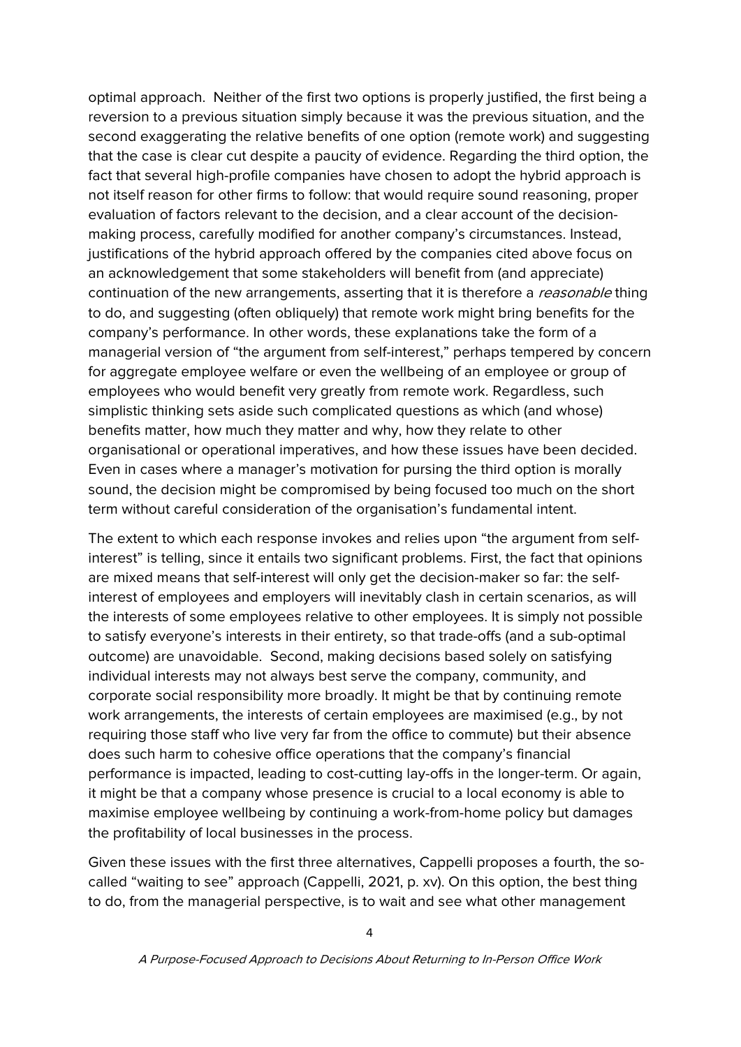optimal approach. Neither of the first two options is properly justified, the first being a reversion to a previous situation simply because it was the previous situation, and the second exaggerating the relative benefits of one option (remote work) and suggesting that the case is clear cut despite a paucity of evidence. Regarding the third option, the fact that several high-profile companies have chosen to adopt the hybrid approach is not itself reason for other firms to follow: that would require sound reasoning, proper evaluation of factors relevant to the decision, and a clear account of the decision-making process, carefully modified for another company's circumstances. Instead, justifications of the hybrid approach offered by the companies cited above focus on an acknowledgement that some stakeholders will benefit from (and appreciate) continuation of the new arrangements, asserting that it is therefore a *reasonable* thing to do, and suggesting (often obliquely) that remote work might bring benefits for the company's performance. In other words, these explanations take the form of a managerial version of "the argument from self-interest," perhaps tempered by concern for aggregate employee welfare or even the wellbeing of an employee or group of employees who would benefit very greatly from remote work. Regardless, such simplistic thinking sets aside such complicated questions as which (and whose) benefits matter, how much they matter and why, how they relate to other organisational or operational imperatives, and how these issues have been decided. Even in cases where a manager's motivation for pursing the third option is morally sound, the decision might be compromised by being focused too much on the short term without careful consideration of the organisation's fundamental intent.

The extent to which each response invokes and relies upon "the argument from self-interest" is telling, since it entails two significant problems. First, the fact that opinions are mixed means that self-interest will only get the decision-maker so far: the self-interest of employees and employers will inevitably clash in certain scenarios, as will the interests of some employees relative to other employees. It is simply not possible to satisfy everyone's interests in their entirety, so that trade-offs (and a sub-optimal outcome) are unavoidable. Second, making decisions based solely on satisfying individual interests may not always best serve the company, community, and corporate social responsibility more broadly. It might be that by continuing remote work arrangements, the interests of certain employees are maximised (e.g., by not requiring those staff who live very far from the office to commute) but their absence does such harm to cohesive office operations that the company's financial performance is impacted, leading to cost-cutting lay-offs in the longer-term. Or again, it might be that a company whose presence is crucial to a local economy is able to maximise employee wellbeing by continuing a work-from-home policy but damages the profitability of local businesses in the process.

Given these issues with the first three alternatives, Cappelli proposes a fourth, the so-called "waiting to see" approach (Cappelli, 2021, p. xv). On this option, the best thing to do, from the managerial perspective, is to wait and see what other management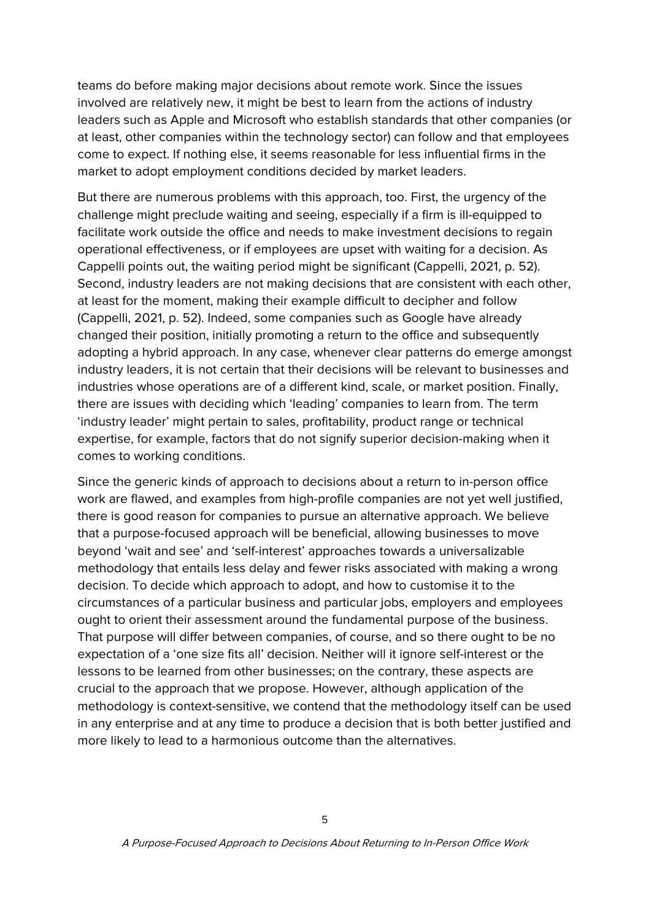teams do before making major decisions about remote work. Since the issues involved are relatively new, it might be best to learn from the actions of industry leaders such as Apple and Microsoft who establish standards that other companies (or at least, other companies within the technology sector) can follow and that employees come to expect. If nothing else, it seems reasonable for less influential firms in the market to adopt employment conditions decided by market leaders.

But there are numerous problems with this approach, too. First, the urgency of the challenge might preclude waiting and seeing, especially if a firm is ill-equipped to facilitate work outside the office and needs to make investment decisions to regain operational effectiveness, or if employees are upset with waiting for a decision. As Cappelli points out, the waiting period might be significant (Cappelli, 2021, p. 52). Second, industry leaders are not making decisions that are consistent with each other, at least for the moment, making their example difficult to decipher and follow (Cappelli, 2021, p. 52). Indeed, some companies such as Google have already changed their position, initially promoting a return to the office and subsequently adopting a hybrid approach. In any case, whenever clear patterns do emerge amongst industry leaders, it is not certain that their decisions will be relevant to businesses and industries whose operations are of a different kind, scale, or market position. Finally, there are issues with deciding which 'leading' companies to learn from. The term 'industry leader' might pertain to sales, profitability, product range or technical expertise, for example, factors that do not signify superior decision-making when it comes to working conditions.

Since the generic kinds of approach to decisions about a return to in-person office work are flawed, and examples from high-profile companies are not yet well justified, there is good reason for companies to pursue an alternative approach. We believe that a purpose-focused approach will be beneficial, allowing businesses to move beyond 'wait and see' and 'self-interest' approaches towards a universalizable methodology that entails less delay and fewer risks associated with making a wrong decision. To decide which approach to adopt, and how to customise it to the circumstances of a particular business and particular jobs, employers and employees ought to orient their assessment around the fundamental purpose of the business. That purpose will differ between companies, of course, and so there ought to be no expectation of a 'one size fits all' decision. Neither will it ignore self-interest or the lessons to be learned from other businesses; on the contrary, these aspects are crucial to the approach that we propose. However, although application of the methodology is context-sensitive, we contend that the methodology itself can be used in any enterprise and at any time to produce a decision that is both better justified and more likely to lead to a harmonious outcome than the alternatives.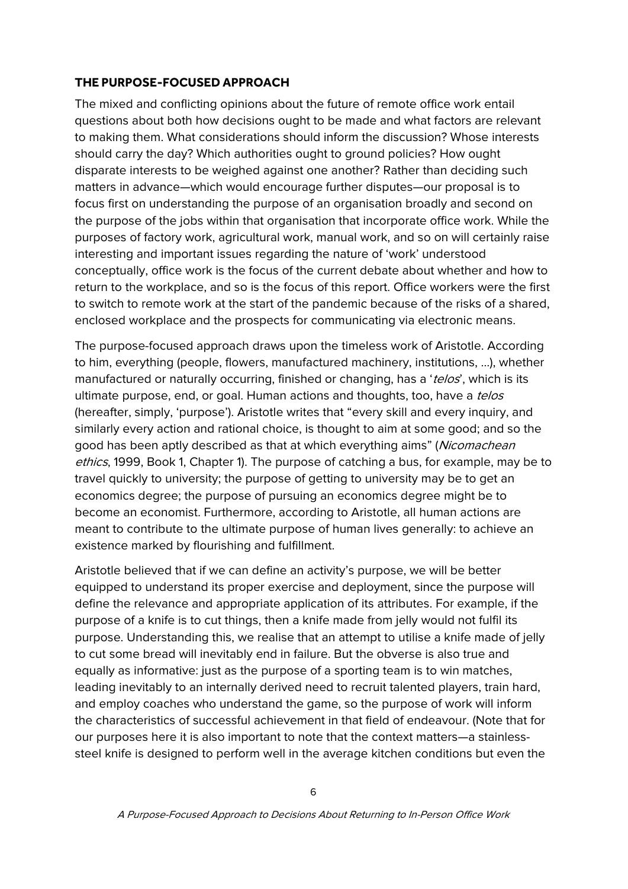### THE PURPOSE-FOCUSED APPROACH

The mixed and conflicting opinions about the future of remote office work entail questions about both how decisions ought to be made and what factors are relevant to making them. What considerations should inform the discussion? Whose interests should carry the day? Which authorities ought to ground policies? How ought disparate interests to be weighed against one another? Rather than deciding such matters in advance—which would encourage further disputes—our proposal is to focus first on understanding the purpose of an organisation broadly and second on the purpose of the jobs within that organisation that incorporate office work. While the purposes of factory work, agricultural work, manual work, and so on will certainly raise interesting and important issues regarding the nature of 'work' understood conceptually, office work is the focus of the current debate about whether and how to return to the workplace, and so is the focus of this report. Office workers were the first to switch to remote work at the start of the pandemic because of the risks of a shared, enclosed workplace and the prospects for communicating via electronic means.

The purpose-focused approach draws upon the timeless work of Aristotle. According to him, everything (people, flowers, manufactured machinery, institutions, …), whether manufactured or naturally occurring, finished or changing, has a '*telos*', which is its ultimate purpose, end, or goal. Human actions and thoughts, too, have a *telos* (hereafter, simply, 'purpose'). Aristotle writes that "every skill and every inquiry, and similarly every action and rational choice, is thought to aim at some good; and so the good has been aptly described as that at which everything aims" (*Nicomachean ethics*, 1999, Book 1, Chapter 1). The purpose of catching a bus, for example, may be to travel quickly to university; the purpose of getting to university may be to get an economics degree; the purpose of pursuing an economics degree might be to become an economist. Furthermore, according to Aristotle, all human actions are meant to contribute to the ultimate purpose of human lives generally: to achieve an existence marked by flourishing and fulfillment.

Aristotle believed that if we can define an activity's purpose, we will be better equipped to understand its proper exercise and deployment, since the purpose will define the relevance and appropriate application of its attributes. For example, if the purpose of a knife is to cut things, then a knife made from jelly would not fulfil its purpose. Understanding this, we realise that an attempt to utilise a knife made of jelly to cut some bread will inevitably end in failure. But the obverse is also true and equally as informative: just as the purpose of a sporting team is to win matches, leading inevitably to an internally derived need to recruit talented players, train hard, and employ coaches who understand the game, so the purpose of work will inform the characteristics of successful achievement in that field of endeavour. (Note that for our purposes here it is also important to note that the context matters—a stainless-steel knife is designed to perform well in the average kitchen conditions but even the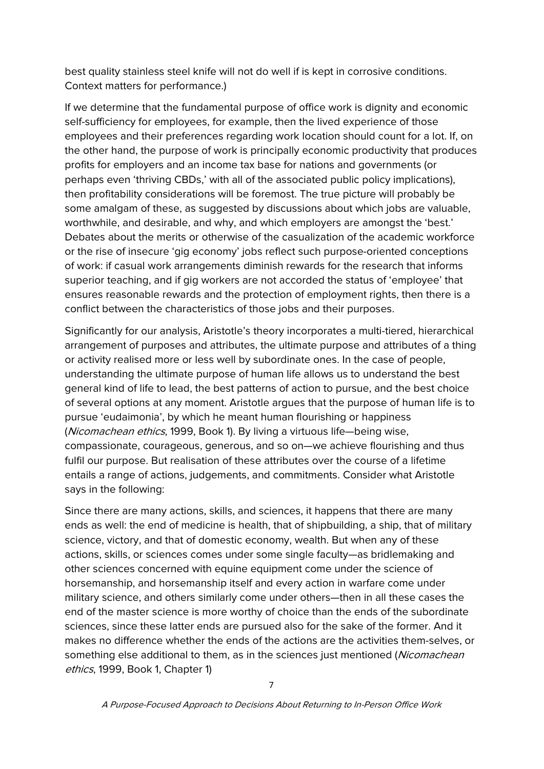best quality stainless steel knife will not do well if is kept in corrosive conditions. Context matters for performance.)

If we determine that the fundamental purpose of office work is dignity and economic self-sufficiency for employees, for example, then the lived experience of those employees and their preferences regarding work location should count for a lot. If, on the other hand, the purpose of work is principally economic productivity that produces profits for employers and an income tax base for nations and governments (or perhaps even 'thriving CBDs,' with all of the associated public policy implications), then profitability considerations will be foremost. The true picture will probably be some amalgam of these, as suggested by discussions about which jobs are valuable, worthwhile, and desirable, and why, and which employers are amongst the 'best.' Debates about the merits or otherwise of the casualization of the academic workforce or the rise of insecure 'gig economy' jobs reflect such purpose-oriented conceptions of work: if casual work arrangements diminish rewards for the research that informs superior teaching, and if gig workers are not accorded the status of 'employee' that ensures reasonable rewards and the protection of employment rights, then there is a conflict between the characteristics of those jobs and their purposes.

Significantly for our analysis, Aristotle's theory incorporates a multi-tiered, hierarchical arrangement of purposes and attributes, the ultimate purpose and attributes of a thing or activity realised more or less well by subordinate ones. In the case of people, understanding the ultimate purpose of human life allows us to understand the best general kind of life to lead, the best patterns of action to pursue, and the best choice of several options at any moment. Aristotle argues that the purpose of human life is to pursue 'eudaimonia', by which he meant human flourishing or happiness (*Nicomachean ethics*, 1999, Book 1). By living a virtuous life—being wise, compassionate, courageous, generous, and so on—we achieve flourishing and thus fulfil our purpose. But realisation of these attributes over the course of a lifetime entails a range of actions, judgements, and commitments. Consider what Aristotle says in the following:

Since there are many actions, skills, and sciences, it happens that there are many ends as well: the end of medicine is health, that of shipbuilding, a ship, that of military science, victory, and that of domestic economy, wealth. But when any of these actions, skills, or sciences comes under some single faculty—as bridlemaking and other sciences concerned with equine equipment come under the science of horsemanship, and horsemanship itself and every action in warfare come under military science, and others similarly come under others—then in all these cases the end of the master science is more worthy of choice than the ends of the subordinate sciences, since these latter ends are pursued also for the sake of the former. And it makes no difference whether the ends of the actions are the activities them-selves, or something else additional to them, as in the sciences just mentioned (*Nicomachean ethics*, 1999, Book 1, Chapter 1)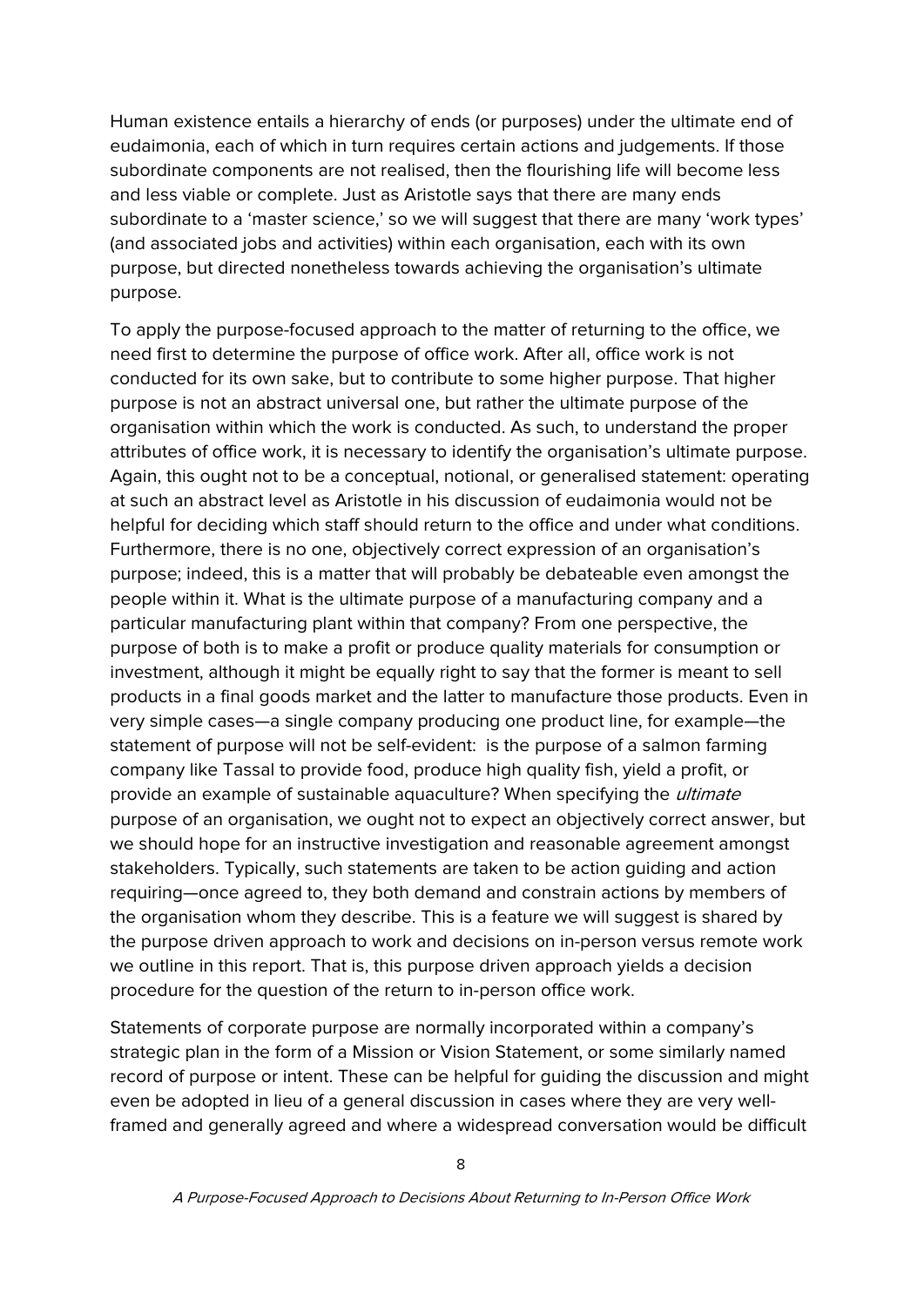Human existence entails a hierarchy of ends (or purposes) under the ultimate end of eudaimonia, each of which in turn requires certain actions and judgements. If those subordinate components are not realised, then the flourishing life will become less and less viable or complete. Just as Aristotle says that there are many ends subordinate to a 'master science,' so we will suggest that there are many 'work types' (and associated jobs and activities) within each organisation, each with its own purpose, but directed nonetheless towards achieving the organisation's ultimate purpose.

To apply the purpose-focused approach to the matter of returning to the office, we need first to determine the purpose of office work. After all, office work is not conducted for its own sake, but to contribute to some higher purpose. That higher purpose is not an abstract universal one, but rather the ultimate purpose of the organisation within which the work is conducted. As such, to understand the proper attributes of office work, it is necessary to identify the organisation's ultimate purpose. Again, this ought not to be a conceptual, notional, or generalised statement: operating at such an abstract level as Aristotle in his discussion of eudaimonia would not be helpful for deciding which staff should return to the office and under what conditions. Furthermore, there is no one, objectively correct expression of an organisation's purpose; indeed, this is a matter that will probably be debateable even amongst the people within it. What is the ultimate purpose of a manufacturing company and a particular manufacturing plant within that company? From one perspective, the purpose of both is to make a profit or produce quality materials for consumption or investment, although it might be equally right to say that the former is meant to sell products in a final goods market and the latter to manufacture those products. Even in very simple cases—a single company producing one product line, for example—the statement of purpose will not be self-evident: is the purpose of a salmon farming company like Tassal to provide food, produce high quality fish, yield a profit, or provide an example of sustainable aquaculture? When specifying the *ultimate* purpose of an organisation, we ought not to expect an objectively correct answer, but we should hope for an instructive investigation and reasonable agreement amongst stakeholders. Typically, such statements are taken to be action guiding and action requiring—once agreed to, they both demand and constrain actions by members of the organisation whom they describe. This is a feature we will suggest is shared by the purpose driven approach to work and decisions on in-person versus remote work we outline in this report. That is, this purpose driven approach yields a decision procedure for the question of the return to in-person office work.

Statements of corporate purpose are normally incorporated within a company's strategic plan in the form of a Mission or Vision Statement, or some similarly named record of purpose or intent. These can be helpful for guiding the discussion and might even be adopted in lieu of a general discussion in cases where they are very well-framed and generally agreed and where a widespread conversation would be difficult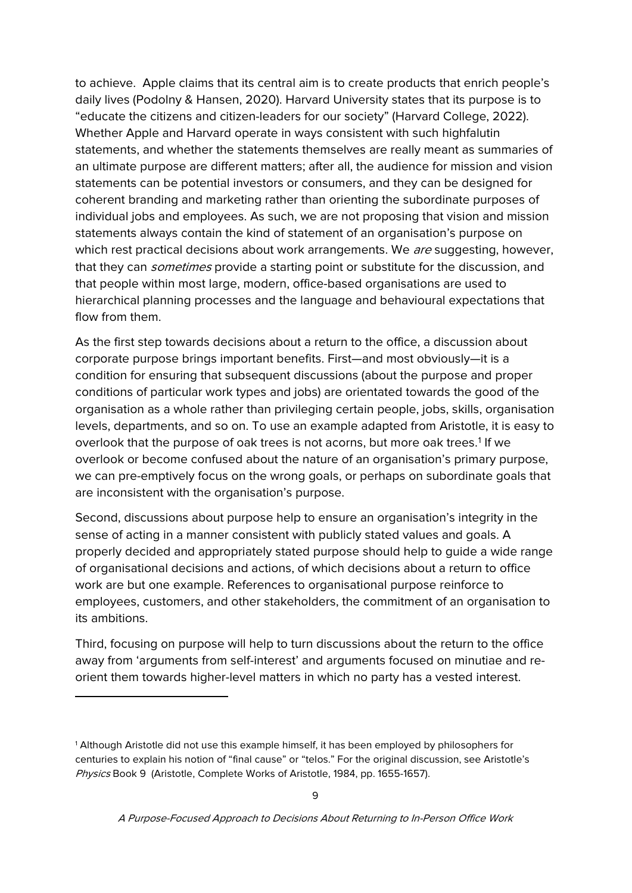to achieve. Apple claims that its central aim is to create products that enrich people's daily lives (Podolny & Hansen, 2020). Harvard University states that its purpose is to "educate the citizens and citizen-leaders for our society" (Harvard College, 2022). Whether Apple and Harvard operate in ways consistent with such highfalutin statements, and whether the statements themselves are really meant as summaries of an ultimate purpose are different matters; after all, the audience for mission and vision statements can be potential investors or consumers, and they can be designed for coherent branding and marketing rather than orienting the subordinate purposes of individual jobs and employees. As such, we are not proposing that vision and mission statements always contain the kind of statement of an organisation's purpose on which rest practical decisions about work arrangements. We *are* suggesting, however, that they can *sometimes* provide a starting point or substitute for the discussion, and that people within most large, modern, office-based organisations are used to hierarchical planning processes and the language and behavioural expectations that flow from them.

As the first step towards decisions about a return to the office, a discussion about corporate purpose brings important benefits. First—and most obviously—it is a condition for ensuring that subsequent discussions (about the purpose and proper conditions of particular work types and jobs) are orientated towards the good of the organisation as a whole rather than privileging certain people, jobs, skills, organisation levels, departments, and so on. To use an example adapted from Aristotle, it is easy to overlook that the purpose of oak trees is not acorns, but more oak trees.[1] If we overlook or become confused about the nature of an organisation's primary purpose, we can pre-emptively focus on the wrong goals, or perhaps on subordinate goals that are inconsistent with the organisation's purpose.

Second, discussions about purpose help to ensure an organisation's integrity in the sense of acting in a manner consistent with publicly stated values and goals. A properly decided and appropriately stated purpose should help to guide a wide range of organisational decisions and actions, of which decisions about a return to office work are but one example. References to organisational purpose reinforce to employees, customers, and other stakeholders, the commitment of an organisation to its ambitions.

Third, focusing on purpose will help to turn discussions about the return to the office away from 'arguments from self-interest' and arguments focused on minutiae and re-orient them towards higher-level matters in which no party has a vested interest.

---

[1] Although Aristotle did not use this example himself, it has been employed by philosophers for centuries to explain his notion of "final cause" or "telos." For the original discussion, see Aristotle's *Physics* Book 9 (Aristotle, Complete Works of Aristotle, 1984, pp. 1655-1657).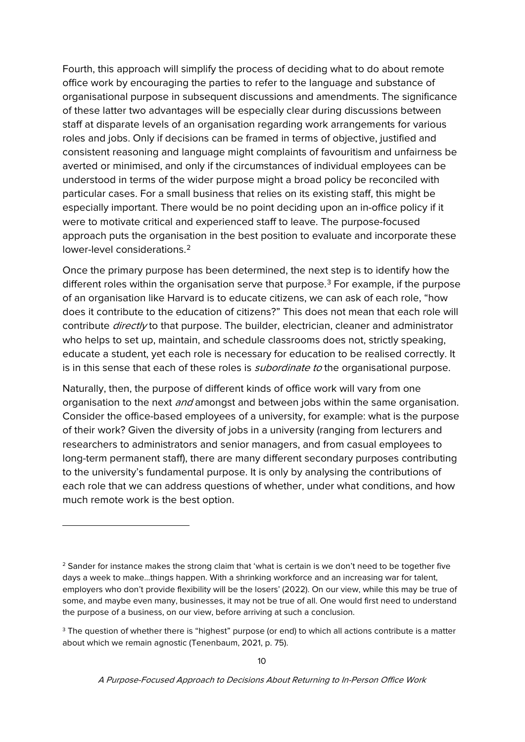Fourth, this approach will simplify the process of deciding what to do about remote office work by encouraging the parties to refer to the language and substance of organisational purpose in subsequent discussions and amendments. The significance of these latter two advantages will be especially clear during discussions between staff at disparate levels of an organisation regarding work arrangements for various roles and jobs. Only if decisions can be framed in terms of objective, justified and consistent reasoning and language might complaints of favouritism and unfairness be averted or minimised, and only if the circumstances of individual employees can be understood in terms of the wider purpose might a broad policy be reconciled with particular cases. For a small business that relies on its existing staff, this might be especially important. There would be no point deciding upon an in-office policy if it were to motivate critical and experienced staff to leave. The purpose-focused approach puts the organisation in the best position to evaluate and incorporate these lower-level considerations.[2]

Once the primary purpose has been determined, the next step is to identify how the different roles within the organisation serve that purpose.[3] For example, if the purpose of an organisation like Harvard is to educate citizens, we can ask of each role, "how does it contribute to the education of citizens?" This does not mean that each role will contribute *directly* to that purpose. The builder, electrician, cleaner and administrator who helps to set up, maintain, and schedule classrooms does not, strictly speaking, educate a student, yet each role is necessary for education to be realised correctly. It is in this sense that each of these roles is *subordinate to* the organisational purpose.

Naturally, then, the purpose of different kinds of office work will vary from one organisation to the next *and* amongst and between jobs within the same organisation. Consider the office-based employees of a university, for example: what is the purpose of their work? Given the diversity of jobs in a university (ranging from lecturers and researchers to administrators and senior managers, and from casual employees to long-term permanent staff), there are many different secondary purposes contributing to the university's fundamental purpose. It is only by analysing the contributions of each role that we can address questions of whether, under what conditions, and how much remote work is the best option.

---

[2] Sander for instance makes the strong claim that 'what is certain is we don't need to be together five days a week to make…things happen. With a shrinking workforce and an increasing war for talent, employers who don't provide flexibility will be the losers' (2022). On our view, while this may be true of some, and maybe even many, businesses, it may not be true of all. One would first need to understand the purpose of a business, on our view, before arriving at such a conclusion.

[3] The question of whether there is "highest" purpose (or end) to which all actions contribute is a matter about which we remain agnostic (Tenenbaum, 2021, p. 75).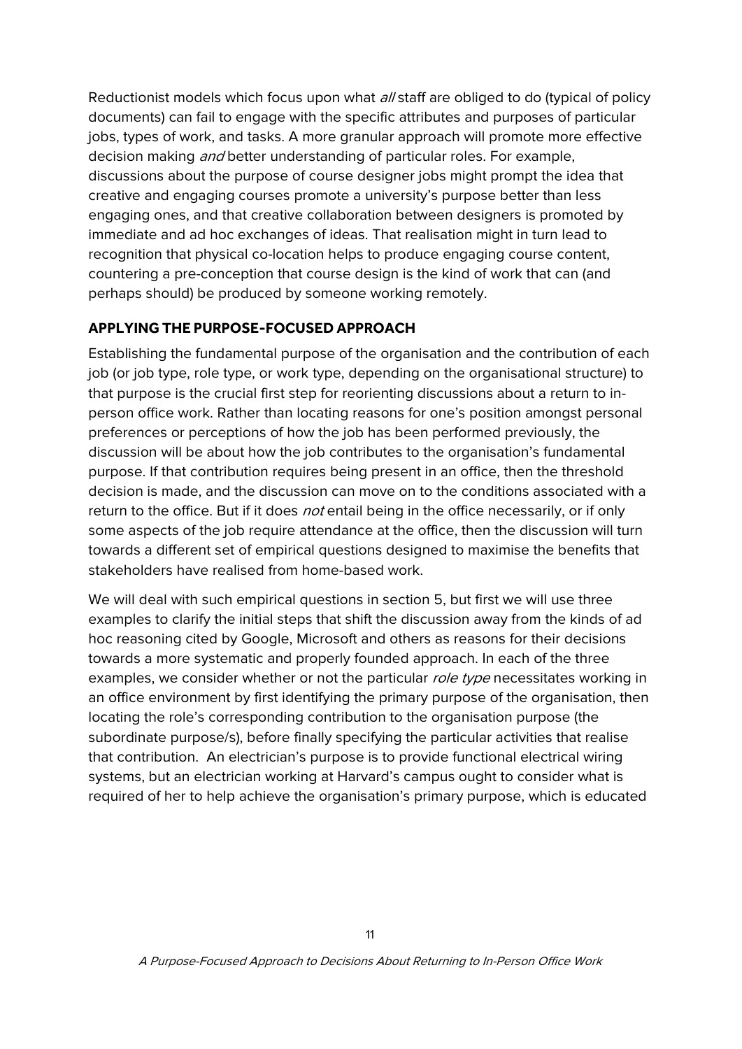Reductionist models which focus upon what *all* staff are obliged to do (typical of policy documents) can fail to engage with the specific attributes and purposes of particular jobs, types of work, and tasks. A more granular approach will promote more effective decision making *and* better understanding of particular roles. For example, discussions about the purpose of course designer jobs might prompt the idea that creative and engaging courses promote a university's purpose better than less engaging ones, and that creative collaboration between designers is promoted by immediate and ad hoc exchanges of ideas. That realisation might in turn lead to recognition that physical co-location helps to produce engaging course content, countering a pre-conception that course design is the kind of work that can (and perhaps should) be produced by someone working remotely.

## APPLYING THE PURPOSE-FOCUSED APPROACH

Establishing the fundamental purpose of the organisation and the contribution of each job (or job type, role type, or work type, depending on the organisational structure) to that purpose is the crucial first step for reorienting discussions about a return to in-person office work. Rather than locating reasons for one's position amongst personal preferences or perceptions of how the job has been performed previously, the discussion will be about how the job contributes to the organisation's fundamental purpose. If that contribution requires being present in an office, then the threshold decision is made, and the discussion can move on to the conditions associated with a return to the office. But if it does *not* entail being in the office necessarily, or if only some aspects of the job require attendance at the office, then the discussion will turn towards a different set of empirical questions designed to maximise the benefits that stakeholders have realised from home-based work.

We will deal with such empirical questions in section 5, but first we will use three examples to clarify the initial steps that shift the discussion away from the kinds of ad hoc reasoning cited by Google, Microsoft and others as reasons for their decisions towards a more systematic and properly founded approach. In each of the three examples, we consider whether or not the particular *role type* necessitates working in an office environment by first identifying the primary purpose of the organisation, then locating the role's corresponding contribution to the organisation purpose (the subordinate purpose/s), before finally specifying the particular activities that realise that contribution. An electrician's purpose is to provide functional electrical wiring systems, but an electrician working at Harvard's campus ought to consider what is required of her to help achieve the organisation's primary purpose, which is educated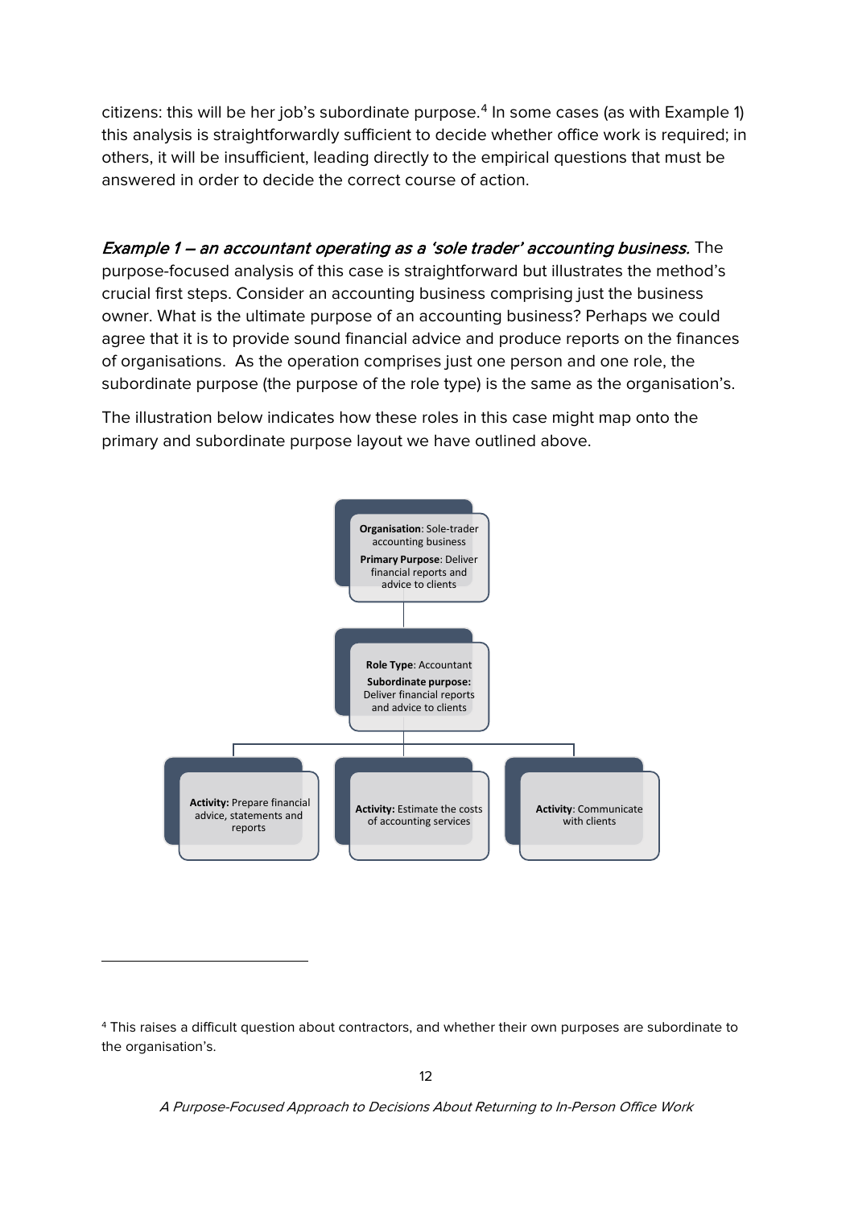citizens: this will be her job's subordinate purpose.[4] In some cases (as with Example 1) this analysis is straightforwardly sufficient to decide whether office work is required; in others, it will be insufficient, leading directly to the empirical questions that must be answered in order to decide the correct course of action.

*Example 1 – an accountant operating as a 'sole trader' accounting business.* The purpose-focused analysis of this case is straightforward but illustrates the method's crucial first steps. Consider an accounting business comprising just the business owner. What is the ultimate purpose of an accounting business? Perhaps we could agree that it is to provide sound financial advice and produce reports on the finances of organisations. As the operation comprises just one person and one role, the subordinate purpose (the purpose of the role type) is the same as the organisation's.

The illustration below indicates how these roles in this case might map onto the primary and subordinate purpose layout we have outlined above.

**Organisation**: Sole-trader accounting business
**Primary Purpose**: Deliver financial reports and advice to clients

**Role Type**: Accountant
**Subordinate purpose:** Deliver financial reports and advice to clients

**Activity:** Prepare financial advice, statements and reports

**Activity:** Estimate the costs of accounting services

**Activity**: Communicate with clients

---

[4] This raises a difficult question about contractors, and whether their own purposes are subordinate to the organisation's.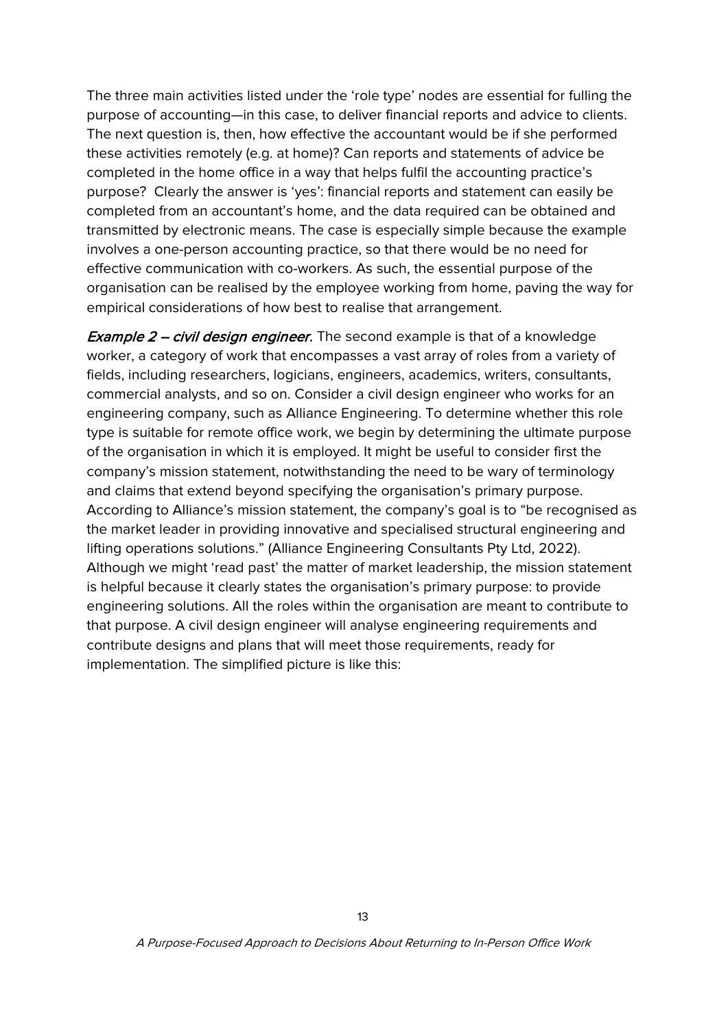The three main activities listed under the 'role type' nodes are essential for fulling the purpose of accounting—in this case, to deliver financial reports and advice to clients. The next question is, then, how effective the accountant would be if she performed these activities remotely (e.g. at home)? Can reports and statements of advice be completed in the home office in a way that helps fulfil the accounting practice's purpose? Clearly the answer is 'yes': financial reports and statement can easily be completed from an accountant's home, and the data required can be obtained and transmitted by electronic means. The case is especially simple because the example involves a one-person accounting practice, so that there would be no need for effective communication with co-workers. As such, the essential purpose of the organisation can be realised by the employee working from home, paving the way for empirical considerations of how best to realise that arrangement.

***Example 2 – civil design engineer.*** The second example is that of a knowledge worker, a category of work that encompasses a vast array of roles from a variety of fields, including researchers, logicians, engineers, academics, writers, consultants, commercial analysts, and so on. Consider a civil design engineer who works for an engineering company, such as Alliance Engineering. To determine whether this role type is suitable for remote office work, we begin by determining the ultimate purpose of the organisation in which it is employed. It might be useful to consider first the company's mission statement, notwithstanding the need to be wary of terminology and claims that extend beyond specifying the organisation's primary purpose. According to Alliance's mission statement, the company's goal is to "be recognised as the market leader in providing innovative and specialised structural engineering and lifting operations solutions." (Alliance Engineering Consultants Pty Ltd, 2022). Although we might 'read past' the matter of market leadership, the mission statement is helpful because it clearly states the organisation's primary purpose: to provide engineering solutions. All the roles within the organisation are meant to contribute to that purpose. A civil design engineer will analyse engineering requirements and contribute designs and plans that will meet those requirements, ready for implementation. The simplified picture is like this: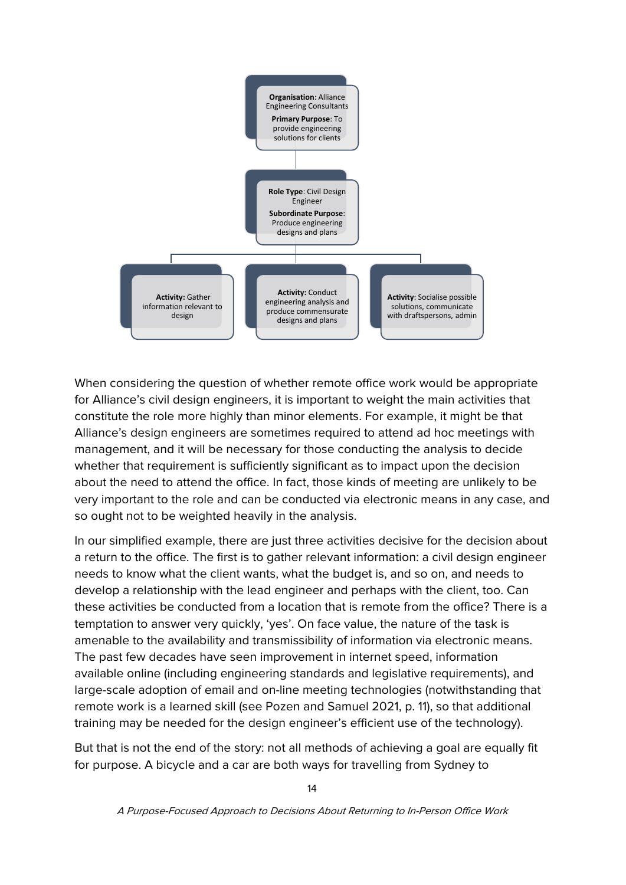**Organisation**: Alliance Engineering Consultants

**Primary Purpose**: To provide engineering solutions for clients

**Role Type**: Civil Design Engineer

**Subordinate Purpose**: Produce engineering designs and plans

**Activity:** Gather information relevant to design

**Activity:** Conduct engineering analysis and produce commensurate designs and plans

**Activity**: Socialise possible solutions, communicate with draftspersons, admin

When considering the question of whether remote office work would be appropriate for Alliance's civil design engineers, it is important to weight the main activities that constitute the role more highly than minor elements. For example, it might be that Alliance's design engineers are sometimes required to attend ad hoc meetings with management, and it will be necessary for those conducting the analysis to decide whether that requirement is sufficiently significant as to impact upon the decision about the need to attend the office. In fact, those kinds of meeting are unlikely to be very important to the role and can be conducted via electronic means in any case, and so ought not to be weighted heavily in the analysis.

In our simplified example, there are just three activities decisive for the decision about a return to the office. The first is to gather relevant information: a civil design engineer needs to know what the client wants, what the budget is, and so on, and needs to develop a relationship with the lead engineer and perhaps with the client, too. Can these activities be conducted from a location that is remote from the office? There is a temptation to answer very quickly, 'yes'. On face value, the nature of the task is amenable to the availability and transmissibility of information via electronic means. The past few decades have seen improvement in internet speed, information available online (including engineering standards and legislative requirements), and large-scale adoption of email and on-line meeting technologies (notwithstanding that remote work is a learned skill (see Pozen and Samuel 2021, p. 11), so that additional training may be needed for the design engineer's efficient use of the technology).

But that is not the end of the story: not all methods of achieving a goal are equally fit for purpose. A bicycle and a car are both ways for travelling from Sydney to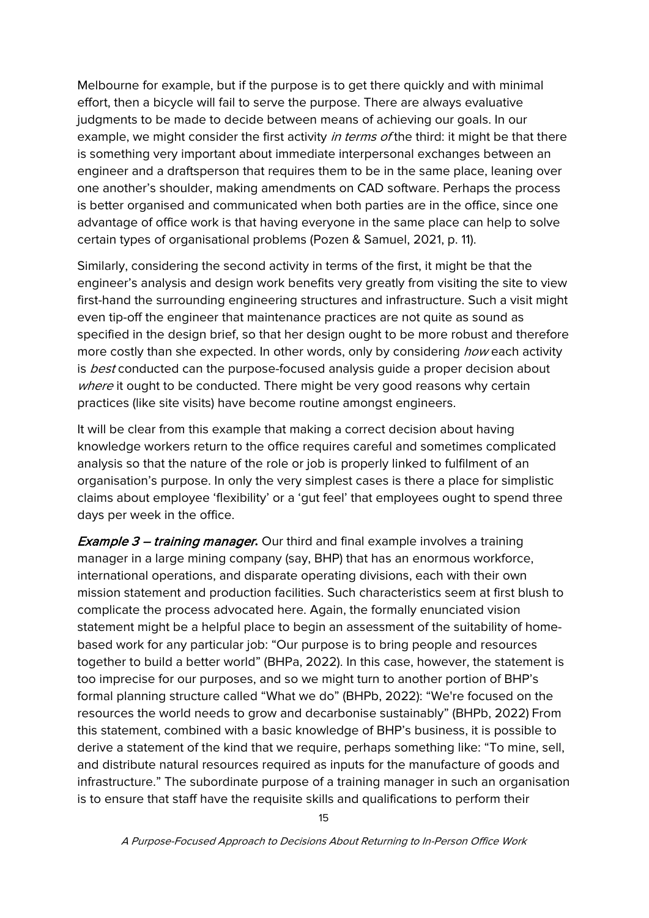Melbourne for example, but if the purpose is to get there quickly and with minimal effort, then a bicycle will fail to serve the purpose. There are always evaluative judgments to be made to decide between means of achieving our goals. In our example, we might consider the first activity *in terms of* the third: it might be that there is something very important about immediate interpersonal exchanges between an engineer and a draftsperson that requires them to be in the same place, leaning over one another's shoulder, making amendments on CAD software. Perhaps the process is better organised and communicated when both parties are in the office, since one advantage of office work is that having everyone in the same place can help to solve certain types of organisational problems (Pozen & Samuel, 2021, p. 11).

Similarly, considering the second activity in terms of the first, it might be that the engineer's analysis and design work benefits very greatly from visiting the site to view first-hand the surrounding engineering structures and infrastructure. Such a visit might even tip-off the engineer that maintenance practices are not quite as sound as specified in the design brief, so that her design ought to be more robust and therefore more costly than she expected. In other words, only by considering *how* each activity is *best* conducted can the purpose-focused analysis guide a proper decision about *where* it ought to be conducted. There might be very good reasons why certain practices (like site visits) have become routine amongst engineers.

It will be clear from this example that making a correct decision about having knowledge workers return to the office requires careful and sometimes complicated analysis so that the nature of the role or job is properly linked to fulfilment of an organisation's purpose. In only the very simplest cases is there a place for simplistic claims about employee 'flexibility' or a 'gut feel' that employees ought to spend three days per week in the office.

***Example 3 – training manager*.** Our third and final example involves a training manager in a large mining company (say, BHP) that has an enormous workforce, international operations, and disparate operating divisions, each with their own mission statement and production facilities. Such characteristics seem at first blush to complicate the process advocated here. Again, the formally enunciated vision statement might be a helpful place to begin an assessment of the suitability of home-based work for any particular job: "Our purpose is to bring people and resources together to build a better world" (BHPa, 2022). In this case, however, the statement is too imprecise for our purposes, and so we might turn to another portion of BHP's formal planning structure called "What we do" (BHPb, 2022): "We're focused on the resources the world needs to grow and decarbonise sustainably" (BHPb, 2022) From this statement, combined with a basic knowledge of BHP's business, it is possible to derive a statement of the kind that we require, perhaps something like: "To mine, sell, and distribute natural resources required as inputs for the manufacture of goods and infrastructure." The subordinate purpose of a training manager in such an organisation is to ensure that staff have the requisite skills and qualifications to perform their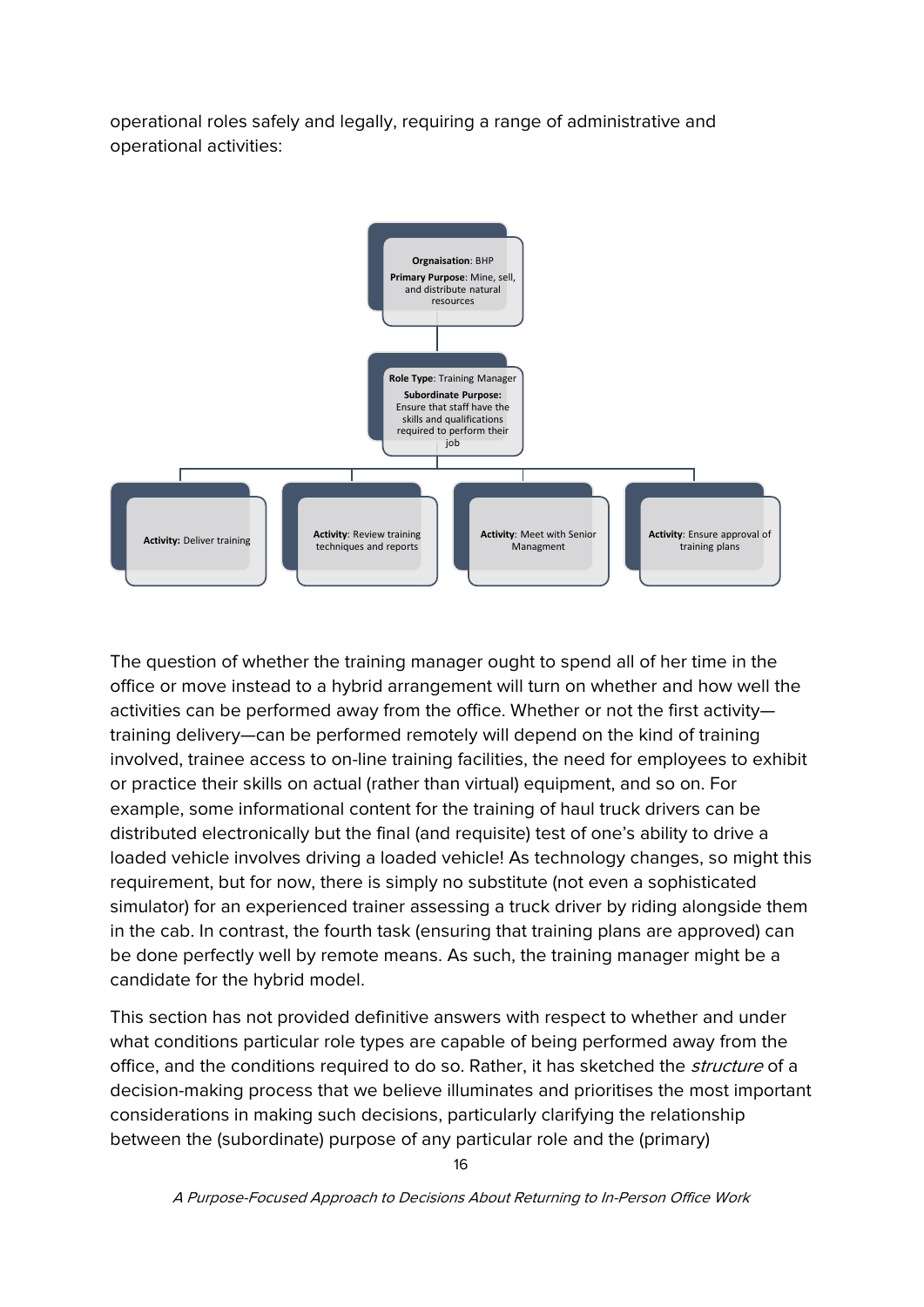operational roles safely and legally, requiring a range of administrative and operational activities:

**Orgnaisation**: BHP
**Primary Purpose**: Mine, sell, and distribute natural resources

**Role Type**: Training Manager
**Subordinate Purpose:** Ensure that staff have the skills and qualifications required to perform their job

- **Activity:** Deliver training
- **Activity**: Review training techniques and reports
- **Activity**: Meet with Senior Managment
- **Activity**: Ensure approval of training plans

The question of whether the training manager ought to spend all of her time in the office or move instead to a hybrid arrangement will turn on whether and how well the activities can be performed away from the office. Whether or not the first activity—training delivery—can be performed remotely will depend on the kind of training involved, trainee access to on-line training facilities, the need for employees to exhibit or practice their skills on actual (rather than virtual) equipment, and so on. For example, some informational content for the training of haul truck drivers can be distributed electronically but the final (and requisite) test of one's ability to drive a loaded vehicle involves driving a loaded vehicle! As technology changes, so might this requirement, but for now, there is simply no substitute (not even a sophisticated simulator) for an experienced trainer assessing a truck driver by riding alongside them in the cab. In contrast, the fourth task (ensuring that training plans are approved) can be done perfectly well by remote means. As such, the training manager might be a candidate for the hybrid model.

This section has not provided definitive answers with respect to whether and under what conditions particular role types are capable of being performed away from the office, and the conditions required to do so. Rather, it has sketched the *structure* of a decision-making process that we believe illuminates and prioritises the most important considerations in making such decisions, particularly clarifying the relationship between the (subordinate) purpose of any particular role and the (primary)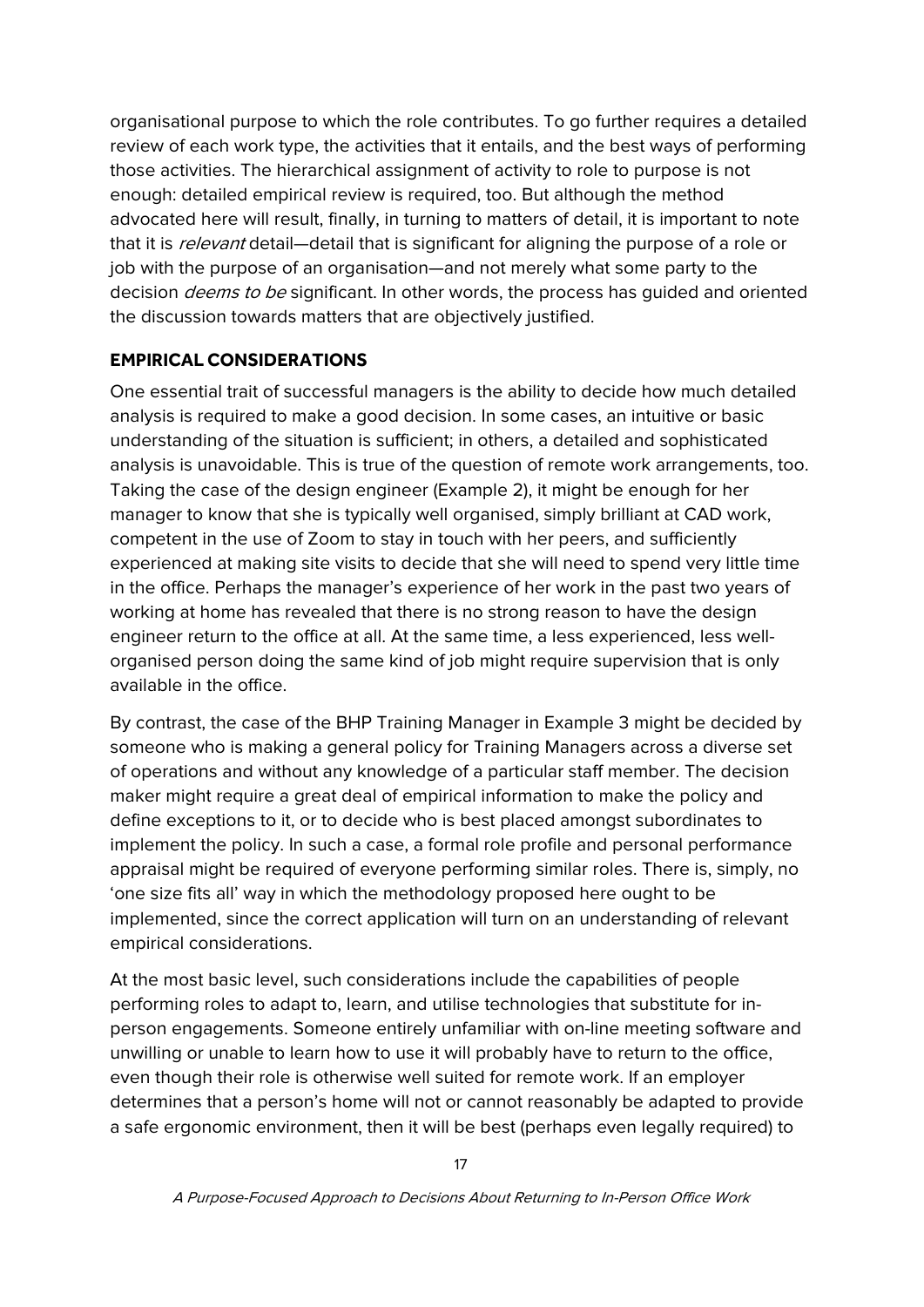organisational purpose to which the role contributes. To go further requires a detailed review of each work type, the activities that it entails, and the best ways of performing those activities. The hierarchical assignment of activity to role to purpose is not enough: detailed empirical review is required, too. But although the method advocated here will result, finally, in turning to matters of detail, it is important to note that it is *relevant* detail—detail that is significant for aligning the purpose of a role or job with the purpose of an organisation—and not merely what some party to the decision *deems to be* significant. In other words, the process has guided and oriented the discussion towards matters that are objectively justified.

## EMPIRICAL CONSIDERATIONS

One essential trait of successful managers is the ability to decide how much detailed analysis is required to make a good decision. In some cases, an intuitive or basic understanding of the situation is sufficient; in others, a detailed and sophisticated analysis is unavoidable. This is true of the question of remote work arrangements, too. Taking the case of the design engineer (Example 2), it might be enough for her manager to know that she is typically well organised, simply brilliant at CAD work, competent in the use of Zoom to stay in touch with her peers, and sufficiently experienced at making site visits to decide that she will need to spend very little time in the office. Perhaps the manager's experience of her work in the past two years of working at home has revealed that there is no strong reason to have the design engineer return to the office at all. At the same time, a less experienced, less well-organised person doing the same kind of job might require supervision that is only available in the office.

By contrast, the case of the BHP Training Manager in Example 3 might be decided by someone who is making a general policy for Training Managers across a diverse set of operations and without any knowledge of a particular staff member. The decision maker might require a great deal of empirical information to make the policy and define exceptions to it, or to decide who is best placed amongst subordinates to implement the policy. In such a case, a formal role profile and personal performance appraisal might be required of everyone performing similar roles. There is, simply, no 'one size fits all' way in which the methodology proposed here ought to be implemented, since the correct application will turn on an understanding of relevant empirical considerations.

At the most basic level, such considerations include the capabilities of people performing roles to adapt to, learn, and utilise technologies that substitute for in-person engagements. Someone entirely unfamiliar with on-line meeting software and unwilling or unable to learn how to use it will probably have to return to the office, even though their role is otherwise well suited for remote work. If an employer determines that a person's home will not or cannot reasonably be adapted to provide a safe ergonomic environment, then it will be best (perhaps even legally required) to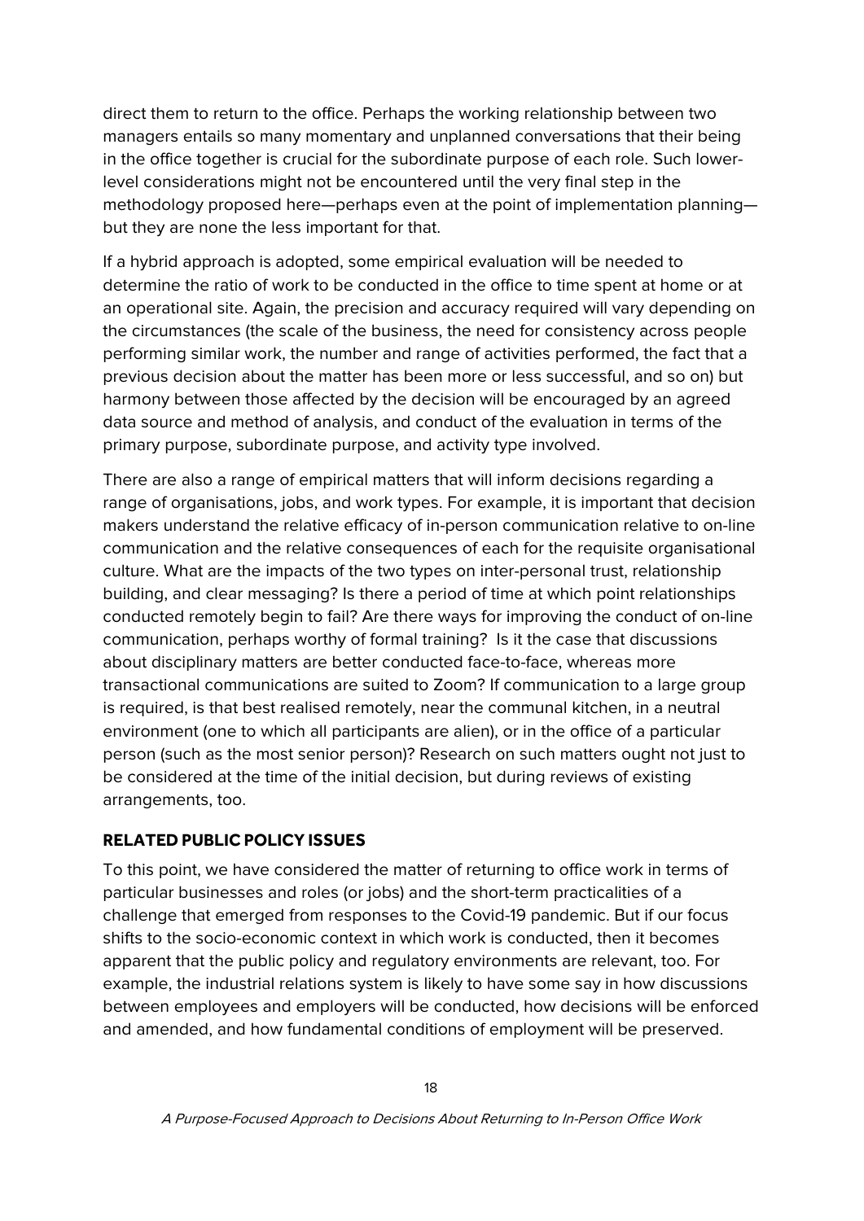direct them to return to the office. Perhaps the working relationship between two managers entails so many momentary and unplanned conversations that their being in the office together is crucial for the subordinate purpose of each role. Such lower-level considerations might not be encountered until the very final step in the methodology proposed here—perhaps even at the point of implementation planning—but they are none the less important for that.

If a hybrid approach is adopted, some empirical evaluation will be needed to determine the ratio of work to be conducted in the office to time spent at home or at an operational site. Again, the precision and accuracy required will vary depending on the circumstances (the scale of the business, the need for consistency across people performing similar work, the number and range of activities performed, the fact that a previous decision about the matter has been more or less successful, and so on) but harmony between those affected by the decision will be encouraged by an agreed data source and method of analysis, and conduct of the evaluation in terms of the primary purpose, subordinate purpose, and activity type involved.

There are also a range of empirical matters that will inform decisions regarding a range of organisations, jobs, and work types. For example, it is important that decision makers understand the relative efficacy of in-person communication relative to on-line communication and the relative consequences of each for the requisite organisational culture. What are the impacts of the two types on inter-personal trust, relationship building, and clear messaging? Is there a period of time at which point relationships conducted remotely begin to fail? Are there ways for improving the conduct of on-line communication, perhaps worthy of formal training? Is it the case that discussions about disciplinary matters are better conducted face-to-face, whereas more transactional communications are suited to Zoom? If communication to a large group is required, is that best realised remotely, near the communal kitchen, in a neutral environment (one to which all participants are alien), or in the office of a particular person (such as the most senior person)? Research on such matters ought not just to be considered at the time of the initial decision, but during reviews of existing arrangements, too.

## RELATED PUBLIC POLICY ISSUES

To this point, we have considered the matter of returning to office work in terms of particular businesses and roles (or jobs) and the short-term practicalities of a challenge that emerged from responses to the Covid-19 pandemic. But if our focus shifts to the socio-economic context in which work is conducted, then it becomes apparent that the public policy and regulatory environments are relevant, too. For example, the industrial relations system is likely to have some say in how discussions between employees and employers will be conducted, how decisions will be enforced and amended, and how fundamental conditions of employment will be preserved.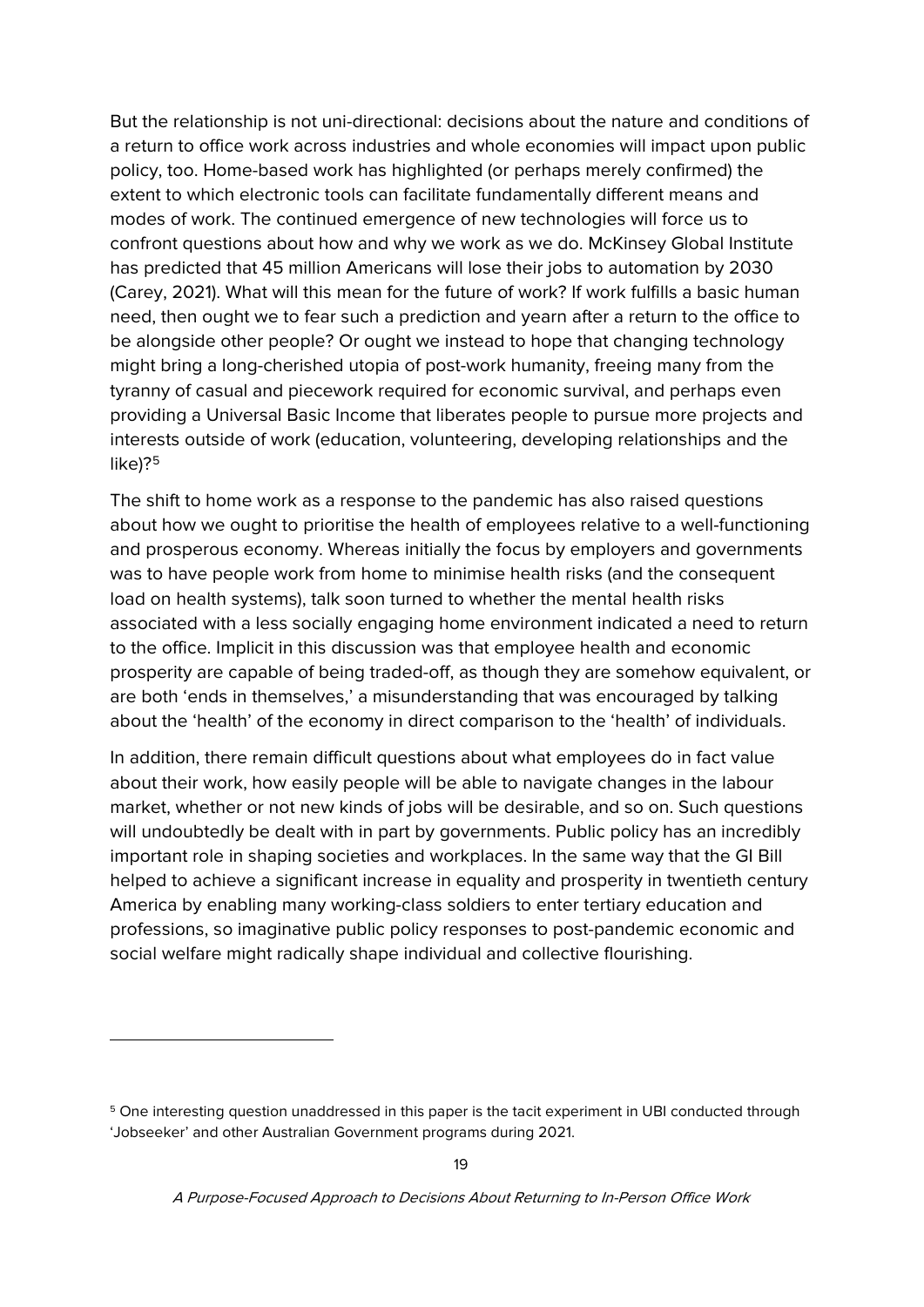But the relationship is not uni-directional: decisions about the nature and conditions of a return to office work across industries and whole economies will impact upon public policy, too. Home-based work has highlighted (or perhaps merely confirmed) the extent to which electronic tools can facilitate fundamentally different means and modes of work. The continued emergence of new technologies will force us to confront questions about how and why we work as we do. McKinsey Global Institute has predicted that 45 million Americans will lose their jobs to automation by 2030 (Carey, 2021). What will this mean for the future of work? If work fulfills a basic human need, then ought we to fear such a prediction and yearn after a return to the office to be alongside other people? Or ought we instead to hope that changing technology might bring a long-cherished utopia of post-work humanity, freeing many from the tyranny of casual and piecework required for economic survival, and perhaps even providing a Universal Basic Income that liberates people to pursue more projects and interests outside of work (education, volunteering, developing relationships and the like)?[5]

The shift to home work as a response to the pandemic has also raised questions about how we ought to prioritise the health of employees relative to a well-functioning and prosperous economy. Whereas initially the focus by employers and governments was to have people work from home to minimise health risks (and the consequent load on health systems), talk soon turned to whether the mental health risks associated with a less socially engaging home environment indicated a need to return to the office. Implicit in this discussion was that employee health and economic prosperity are capable of being traded-off, as though they are somehow equivalent, or are both 'ends in themselves,' a misunderstanding that was encouraged by talking about the 'health' of the economy in direct comparison to the 'health' of individuals.

In addition, there remain difficult questions about what employees do in fact value about their work, how easily people will be able to navigate changes in the labour market, whether or not new kinds of jobs will be desirable, and so on. Such questions will undoubtedly be dealt with in part by governments. Public policy has an incredibly important role in shaping societies and workplaces. In the same way that the GI Bill helped to achieve a significant increase in equality and prosperity in twentieth century America by enabling many working-class soldiers to enter tertiary education and professions, so imaginative public policy responses to post-pandemic economic and social welfare might radically shape individual and collective flourishing.

---

[5] One interesting question unaddressed in this paper is the tacit experiment in UBI conducted through 'Jobseeker' and other Australian Government programs during 2021.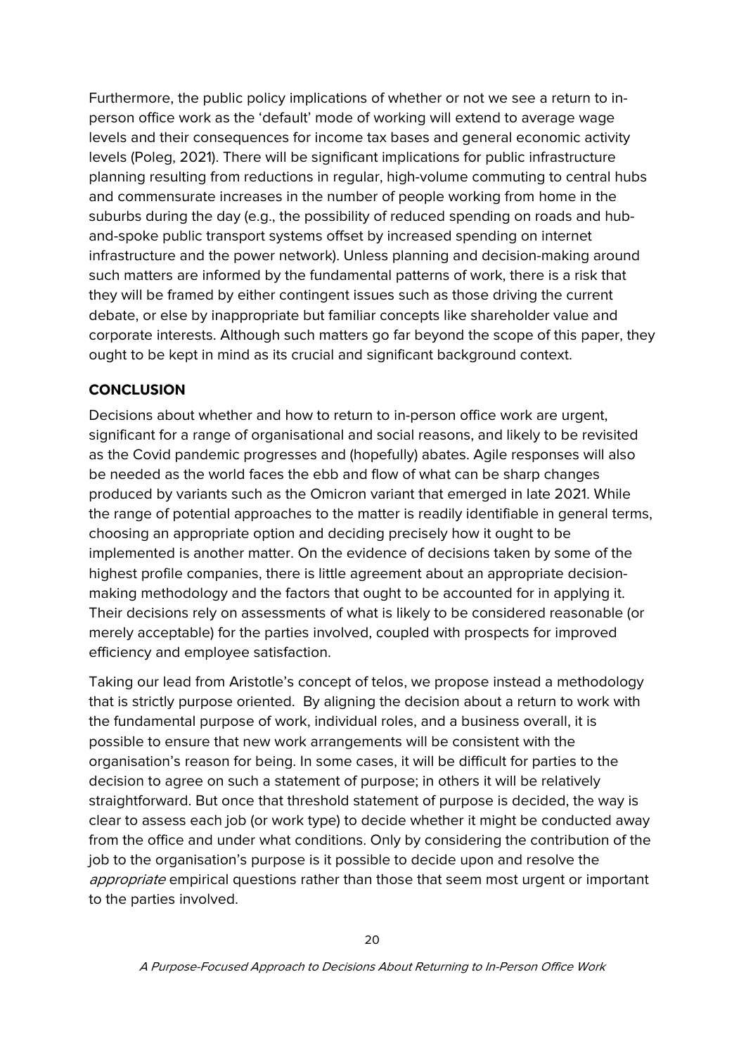Furthermore, the public policy implications of whether or not we see a return to in-person office work as the 'default' mode of working will extend to average wage levels and their consequences for income tax bases and general economic activity levels (Poleg, 2021). There will be significant implications for public infrastructure planning resulting from reductions in regular, high-volume commuting to central hubs and commensurate increases in the number of people working from home in the suburbs during the day (e.g., the possibility of reduced spending on roads and hub-and-spoke public transport systems offset by increased spending on internet infrastructure and the power network). Unless planning and decision-making around such matters are informed by the fundamental patterns of work, there is a risk that they will be framed by either contingent issues such as those driving the current debate, or else by inappropriate but familiar concepts like shareholder value and corporate interests. Although such matters go far beyond the scope of this paper, they ought to be kept in mind as its crucial and significant background context.

## CONCLUSION

Decisions about whether and how to return to in-person office work are urgent, significant for a range of organisational and social reasons, and likely to be revisited as the Covid pandemic progresses and (hopefully) abates. Agile responses will also be needed as the world faces the ebb and flow of what can be sharp changes produced by variants such as the Omicron variant that emerged in late 2021. While the range of potential approaches to the matter is readily identifiable in general terms, choosing an appropriate option and deciding precisely how it ought to be implemented is another matter. On the evidence of decisions taken by some of the highest profile companies, there is little agreement about an appropriate decision-making methodology and the factors that ought to be accounted for in applying it. Their decisions rely on assessments of what is likely to be considered reasonable (or merely acceptable) for the parties involved, coupled with prospects for improved efficiency and employee satisfaction.

Taking our lead from Aristotle's concept of telos, we propose instead a methodology that is strictly purpose oriented. By aligning the decision about a return to work with the fundamental purpose of work, individual roles, and a business overall, it is possible to ensure that new work arrangements will be consistent with the organisation's reason for being. In some cases, it will be difficult for parties to the decision to agree on such a statement of purpose; in others it will be relatively straightforward. But once that threshold statement of purpose is decided, the way is clear to assess each job (or work type) to decide whether it might be conducted away from the office and under what conditions. Only by considering the contribution of the job to the organisation's purpose is it possible to decide upon and resolve the *appropriate* empirical questions rather than those that seem most urgent or important to the parties involved.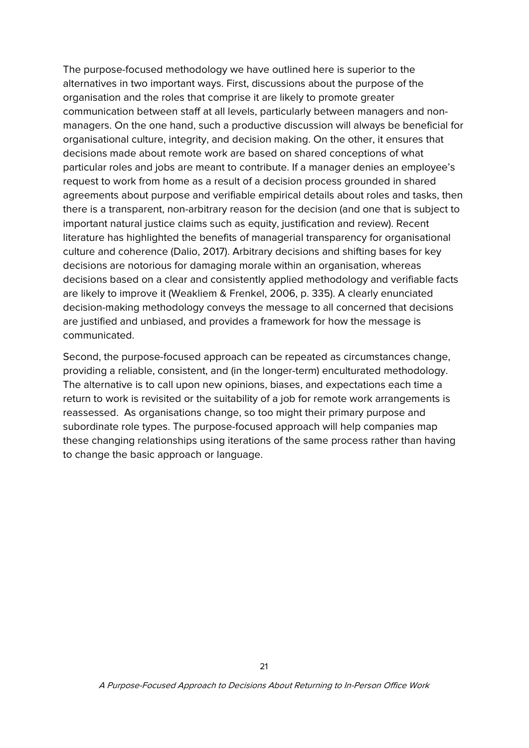The purpose-focused methodology we have outlined here is superior to the alternatives in two important ways. First, discussions about the purpose of the organisation and the roles that comprise it are likely to promote greater communication between staff at all levels, particularly between managers and non-managers. On the one hand, such a productive discussion will always be beneficial for organisational culture, integrity, and decision making. On the other, it ensures that decisions made about remote work are based on shared conceptions of what particular roles and jobs are meant to contribute. If a manager denies an employee's request to work from home as a result of a decision process grounded in shared agreements about purpose and verifiable empirical details about roles and tasks, then there is a transparent, non-arbitrary reason for the decision (and one that is subject to important natural justice claims such as equity, justification and review). Recent literature has highlighted the benefits of managerial transparency for organisational culture and coherence (Dalio, 2017). Arbitrary decisions and shifting bases for key decisions are notorious for damaging morale within an organisation, whereas decisions based on a clear and consistently applied methodology and verifiable facts are likely to improve it (Weakliem & Frenkel, 2006, p. 335). A clearly enunciated decision-making methodology conveys the message to all concerned that decisions are justified and unbiased, and provides a framework for how the message is communicated.

Second, the purpose-focused approach can be repeated as circumstances change, providing a reliable, consistent, and (in the longer-term) enculturated methodology. The alternative is to call upon new opinions, biases, and expectations each time a return to work is revisited or the suitability of a job for remote work arrangements is reassessed. As organisations change, so too might their primary purpose and subordinate role types. The purpose-focused approach will help companies map these changing relationships using iterations of the same process rather than having to change the basic approach or language.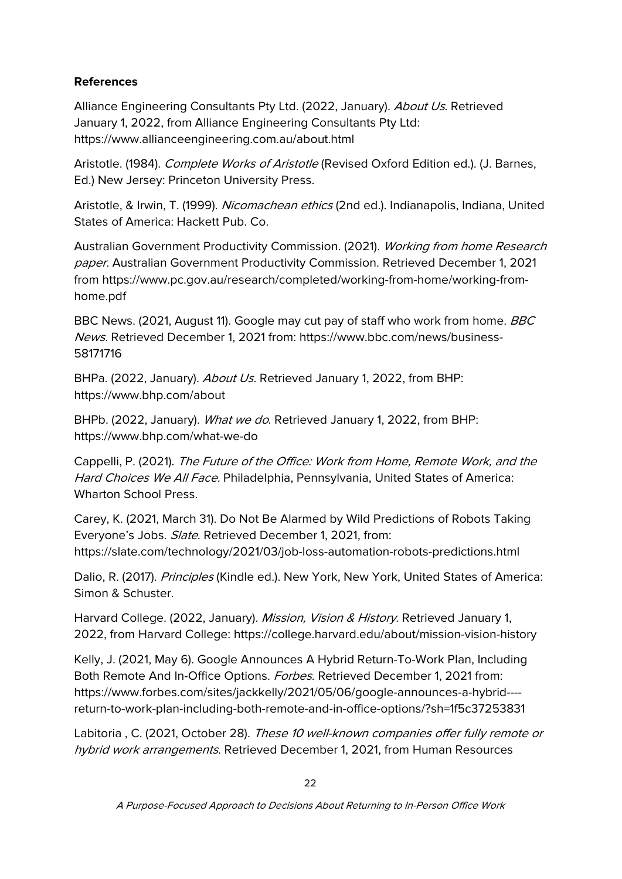**References**

Alliance Engineering Consultants Pty Ltd. (2022, January). *About Us*. Retrieved January 1, 2022, from Alliance Engineering Consultants Pty Ltd: https://www.allianceengineering.com.au/about.html

Aristotle. (1984). *Complete Works of Aristotle* (Revised Oxford Edition ed.). (J. Barnes, Ed.) New Jersey: Princeton University Press.

Aristotle, & Irwin, T. (1999). *Nicomachean ethics* (2nd ed.). Indianapolis, Indiana, United States of America: Hackett Pub. Co.

Australian Government Productivity Commission. (2021). *Working from home Research paper.* Australian Government Productivity Commission. Retrieved December 1, 2021 from https://www.pc.gov.au/research/completed/working-from-home/working-from-home.pdf

BBC News. (2021, August 11). Google may cut pay of staff who work from home. *BBC News.* Retrieved December 1, 2021 from: https://www.bbc.com/news/business-58171716

BHPa. (2022, January). *About Us*. Retrieved January 1, 2022, from BHP: https://www.bhp.com/about

BHPb. (2022, January). *What we do*. Retrieved January 1, 2022, from BHP: https://www.bhp.com/what-we-do

Cappelli, P. (2021). *The Future of the Office: Work from Home, Remote Work, and the Hard Choices We All Face.* Philadelphia, Pennsylvania, United States of America: Wharton School Press.

Carey, K. (2021, March 31). Do Not Be Alarmed by Wild Predictions of Robots Taking Everyone's Jobs. *Slate*. Retrieved December 1, 2021, from: https://slate.com/technology/2021/03/job-loss-automation-robots-predictions.html

Dalio, R. (2017). *Principles* (Kindle ed.). New York, New York, United States of America: Simon & Schuster.

Harvard College. (2022, January). *Mission, Vision & History*. Retrieved January 1, 2022, from Harvard College: https://college.harvard.edu/about/mission-vision-history

Kelly, J. (2021, May 6). Google Announces A Hybrid Return-To-Work Plan, Including Both Remote And In-Office Options. *Forbes*. Retrieved December 1, 2021 from: https://www.forbes.com/sites/jackkelly/2021/05/06/google-announces-a-hybrid----return-to-work-plan-including-both-remote-and-in-office-options/?sh=1f5c37253831

Labitoria , C. (2021, October 28). *These 10 well-known companies offer fully remote or hybrid work arrangements*. Retrieved December 1, 2021, from Human Resources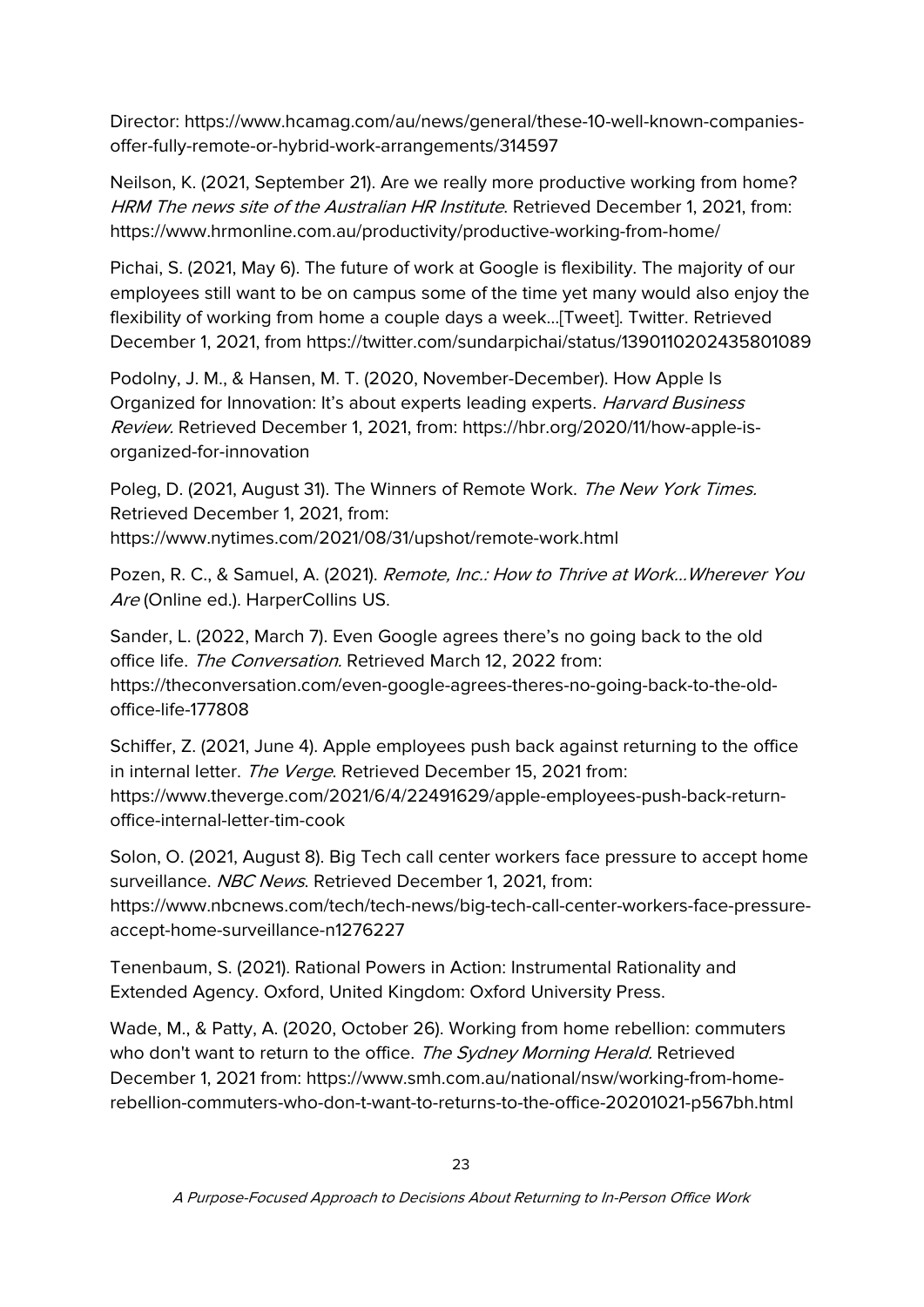Director: https://www.hcamag.com/au/news/general/these-10-well-known-companies-offer-fully-remote-or-hybrid-work-arrangements/314597

Neilson, K. (2021, September 21). Are we really more productive working from home? *HRM The news site of the Australian HR Institute*. Retrieved December 1, 2021, from: https://www.hrmonline.com.au/productivity/productive-working-from-home/

Pichai, S. (2021, May 6). The future of work at Google is flexibility. The majority of our employees still want to be on campus some of the time yet many would also enjoy the flexibility of working from home a couple days a week...[Tweet]. Twitter. Retrieved December 1, 2021, from https://twitter.com/sundarpichai/status/1390110202435801089

Podolny, J. M., & Hansen, M. T. (2020, November-December). How Apple Is Organized for Innovation: It's about experts leading experts. *Harvard Business Review.* Retrieved December 1, 2021, from: https://hbr.org/2020/11/how-apple-is-organized-for-innovation

Poleg, D. (2021, August 31). The Winners of Remote Work. *The New York Times.* Retrieved December 1, 2021, from: https://www.nytimes.com/2021/08/31/upshot/remote-work.html

Pozen, R. C., & Samuel, A. (2021). *Remote, Inc.: How to Thrive at Work...Wherever You Are* (Online ed.). HarperCollins US.

Sander, L. (2022, March 7). Even Google agrees there's no going back to the old office life. *The Conversation.* Retrieved March 12, 2022 from: https://theconversation.com/even-google-agrees-theres-no-going-back-to-the-old-office-life-177808

Schiffer, Z. (2021, June 4). Apple employees push back against returning to the office in internal letter. *The Verge*. Retrieved December 15, 2021 from: https://www.theverge.com/2021/6/4/22491629/apple-employees-push-back-return-office-internal-letter-tim-cook

Solon, O. (2021, August 8). Big Tech call center workers face pressure to accept home surveillance. *NBC News*. Retrieved December 1, 2021, from: https://www.nbcnews.com/tech/tech-news/big-tech-call-center-workers-face-pressure-accept-home-surveillance-n1276227

Tenenbaum, S. (2021). Rational Powers in Action: Instrumental Rationality and Extended Agency. Oxford, United Kingdom: Oxford University Press.

Wade, M., & Patty, A. (2020, October 26). Working from home rebellion: commuters who don't want to return to the office. *The Sydney Morning Herald.* Retrieved December 1, 2021 from: https://www.smh.com.au/national/nsw/working-from-home-rebellion-commuters-who-don-t-want-to-returns-to-the-office-20201021-p567bh.html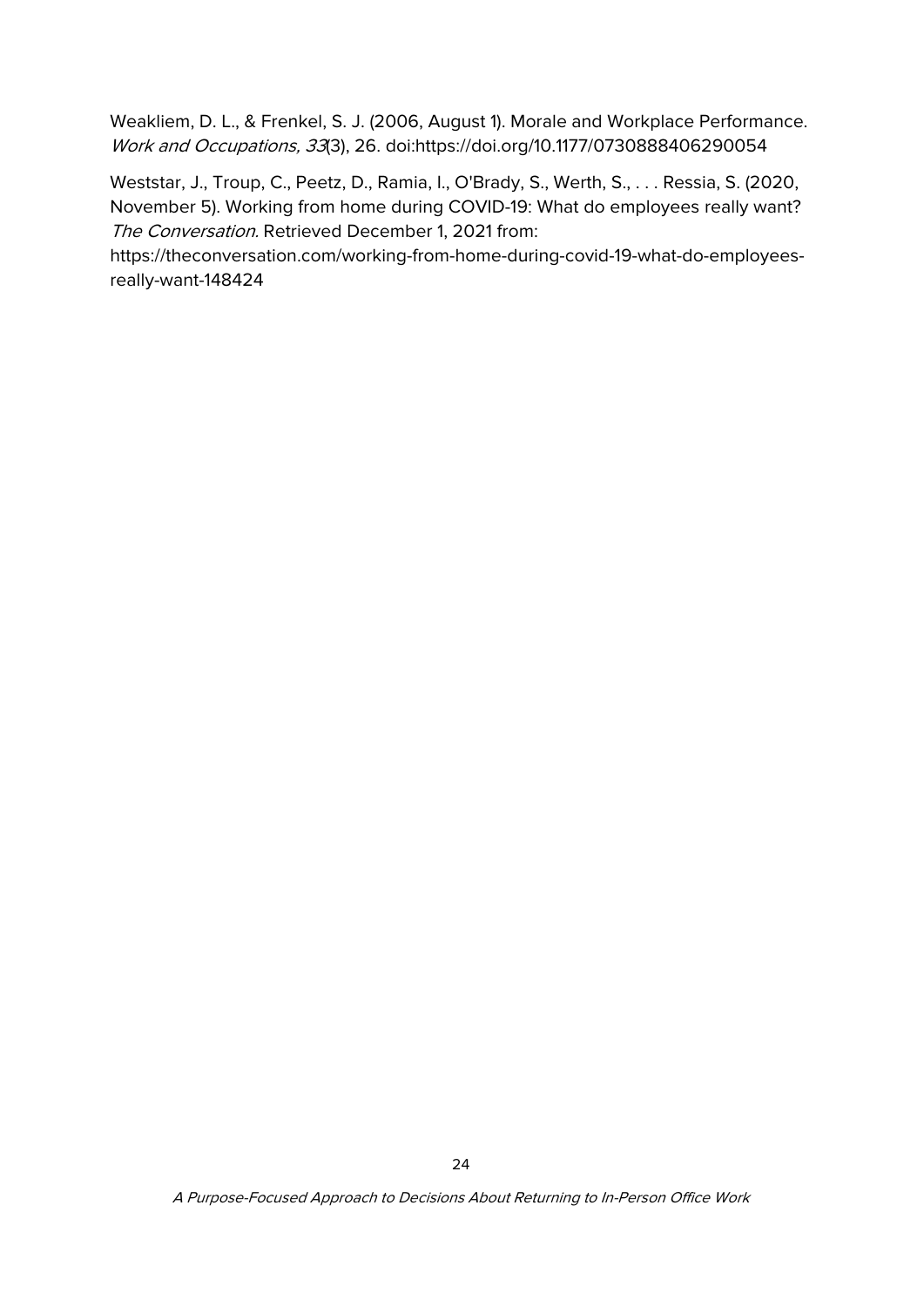Weakliem, D. L., & Frenkel, S. J. (2006, August 1). Morale and Workplace Performance. *Work and Occupations, 33*(3), 26. doi:https://doi.org/10.1177/0730888406290054

Weststar, J., Troup, C., Peetz, D., Ramia, I., O'Brady, S., Werth, S., . . . Ressia, S. (2020, November 5). Working from home during COVID-19: What do employees really want? *The Conversation*. Retrieved December 1, 2021 from: https://theconversation.com/working-from-home-during-covid-19-what-do-employees-really-want-148424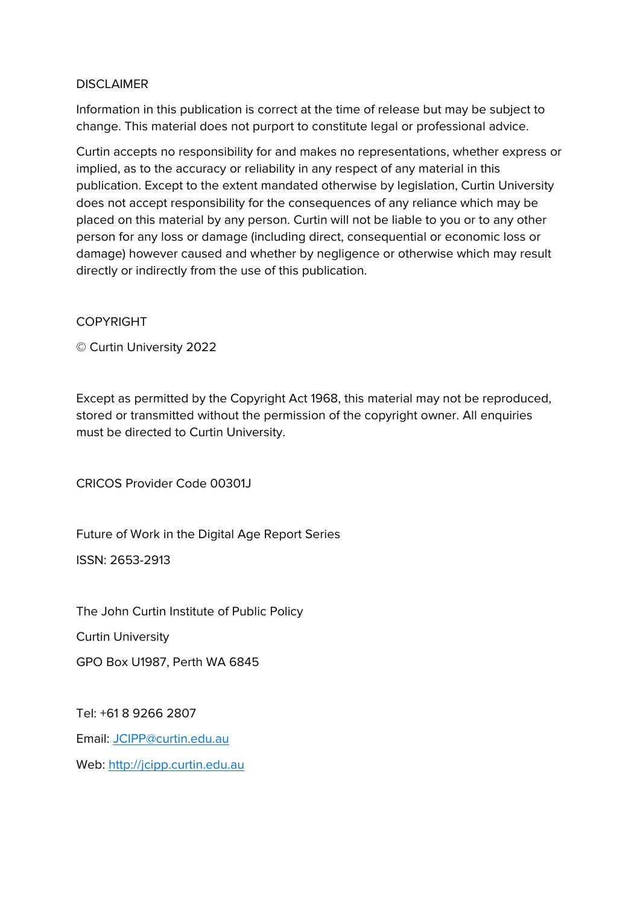DISCLAIMER

Information in this publication is correct at the time of release but may be subject to change. This material does not purport to constitute legal or professional advice.

Curtin accepts no responsibility for and makes no representations, whether express or implied, as to the accuracy or reliability in any respect of any material in this publication. Except to the extent mandated otherwise by legislation, Curtin University does not accept responsibility for the consequences of any reliance which may be placed on this material by any person. Curtin will not be liable to you or to any other person for any loss or damage (including direct, consequential or economic loss or damage) however caused and whether by negligence or otherwise which may result directly or indirectly from the use of this publication.

COPYRIGHT

© Curtin University 2022

Except as permitted by the Copyright Act 1968, this material may not be reproduced, stored or transmitted without the permission of the copyright owner. All enquiries must be directed to Curtin University.

CRICOS Provider Code 00301J

Future of Work in the Digital Age Report Series

ISSN: 2653-2913

The John Curtin Institute of Public Policy

Curtin University

GPO Box U1987, Perth WA 6845

Tel: +61 8 9266 2807

Email: [JCIPP@curtin.edu.au](mailto:JCIPP@curtin.edu.au)

Web: [http://jcipp.curtin.edu.au](http://jcipp.curtin.edu.au)